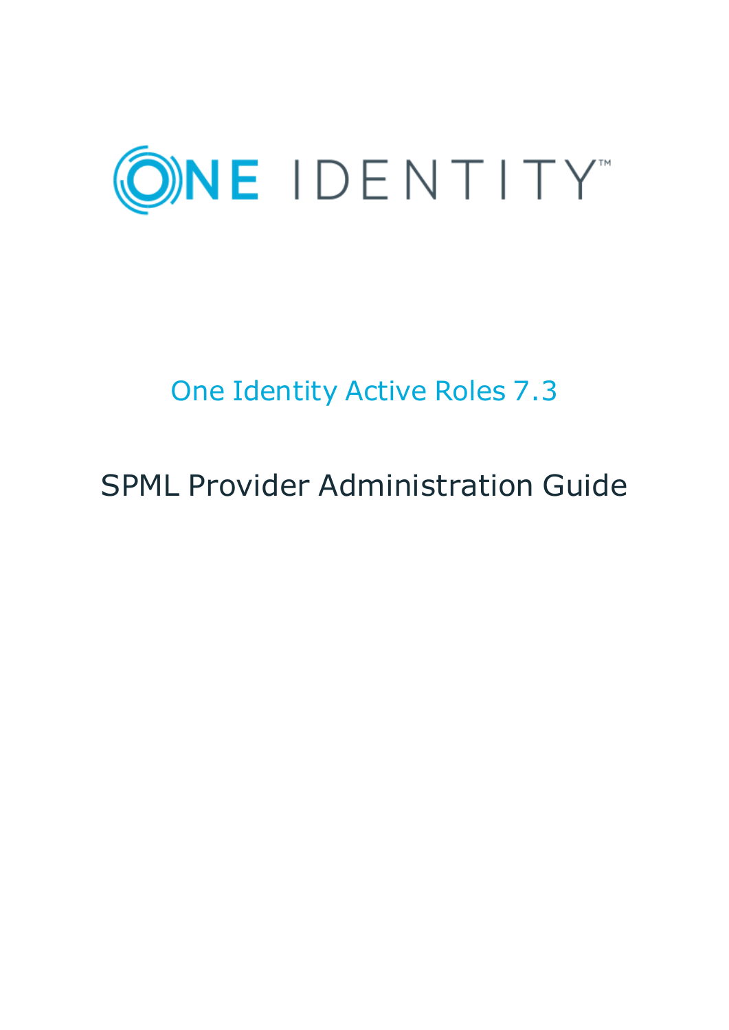ONE IDENTITY™

# One Identity Active Roles 7.3

## SPML Provider Administration Guide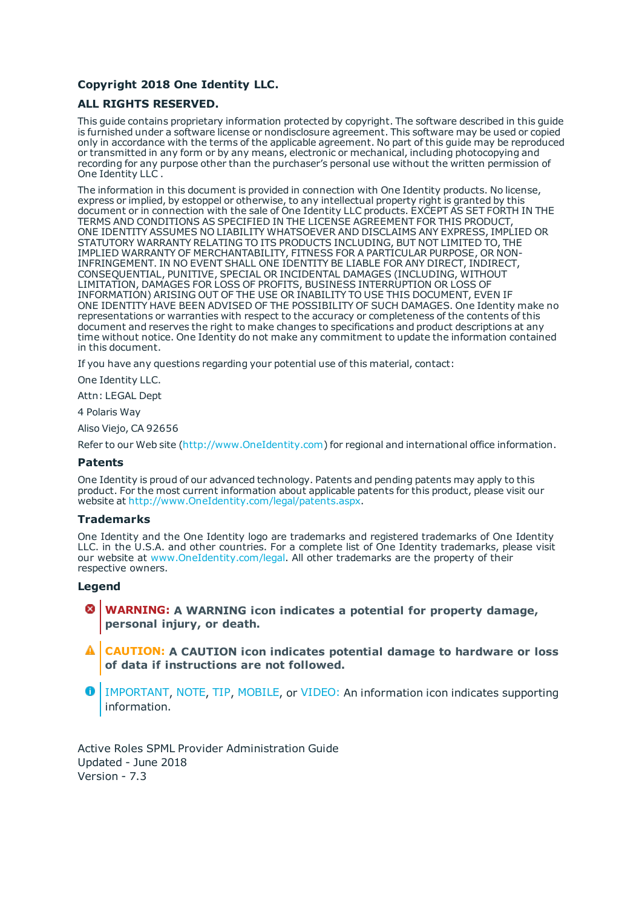**Copyright 2018 One Identity LLC.**

**ALL RIGHTS RESERVED.**

This guide contains proprietary information protected by copyright. The software described in this guide is furnished under a software license or nondisclosure agreement. This software may be used or copied only in accordance with the terms of the applicable agreement. No part of this guide may be reproduced or transmitted in any form or by any means, electronic or mechanical, including photocopying and recording for any purpose other than the purchaser's personal use without the written permission of One Identity LLC .

The information in this document is provided in connection with One Identity products. No license, express or implied, by estoppel or otherwise, to any intellectual property right is granted by this document or in connection with the sale of One Identity LLC products. EXCEPT AS SET FORTH IN THE TERMS AND CONDITIONS AS SPECIFIED IN THE LICENSE AGREEMENT FOR THIS PRODUCT, ONE IDENTITY ASSUMES NO LIABILITY WHATSOEVER AND DISCLAIMS ANY EXPRESS, IMPLIED OR STATUTORY WARRANTY RELATING TO ITS PRODUCTS INCLUDING, BUT NOT LIMITED TO, THE IMPLIED WARRANTY OF MERCHANTABILITY, FITNESS FOR A PARTICULAR PURPOSE, OR NON-INFRINGEMENT. IN NO EVENT SHALL ONE IDENTITY BE LIABLE FOR ANY DIRECT, INDIRECT, CONSEQUENTIAL, PUNITIVE, SPECIAL OR INCIDENTAL DAMAGES (INCLUDING, WITHOUT LIMITATION, DAMAGES FOR LOSS OF PROFITS, BUSINESS INTERRUPTION OR LOSS OF INFORMATION) ARISING OUT OF THE USE OR INABILITY TO USE THIS DOCUMENT, EVEN IF ONE IDENTITY HAVE BEEN ADVISED OF THE POSSIBILITY OF SUCH DAMAGES. One Identity make no representations or warranties with respect to the accuracy or completeness of the contents of this document and reserves the right to make changes to specifications and product descriptions at any time without notice. One Identity do not make any commitment to update the information contained in this document.

If you have any questions regarding your potential use of this material, contact:

One Identity LLC.

Attn: LEGAL Dept

4 Polaris Way

Aliso Viejo, CA 92656

Refer to our Web site (http://www.OneIdentity.com) for regional and international office information.

## Patents

One Identity is proud of our advanced technology. Patents and pending patents may apply to this product. For the most current information about applicable patents for this product, please visit our website at http://www.OneIdentity.com/legal/patents.aspx.

## Trademarks

One Identity and the One Identity logo are trademarks and registered trademarks of One Identity LLC. in the U.S.A. and other countries. For a complete list of One Identity trademarks, please visit our website at www.OneIdentity.com/legal. All other trademarks are the property of their respective owners.

## Legend

**WARNING: A WARNING icon indicates a potential for property damage, personal injury, or death.**

**CAUTION: A CAUTION icon indicates potential damage to hardware or loss of data if instructions are not followed.**

IMPORTANT, NOTE, TIP, MOBILE, or VIDEO: An information icon indicates supporting information.

Active Roles SPML Provider Administration Guide
Updated - June 2018
Version - 7.3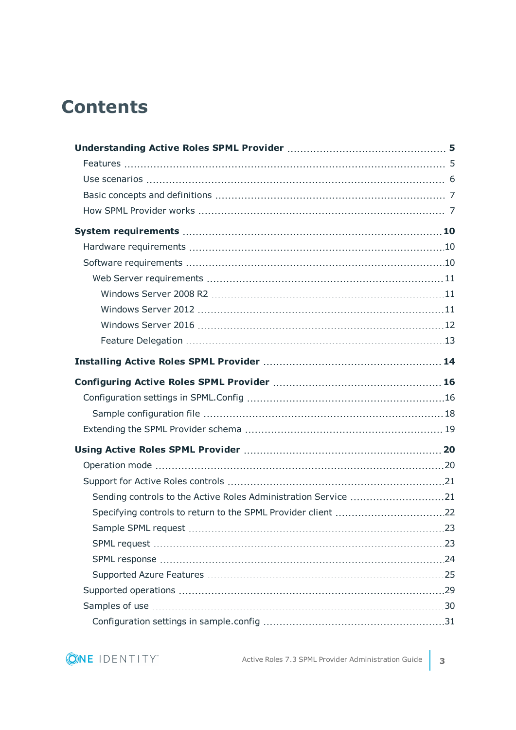# Contents

**Understanding Active Roles SPML Provider** ..... **5**

- Features ..... 5
- Use scenarios ..... 6
- Basic concepts and definitions ..... 7
- How SPML Provider works ..... 7

**System requirements** ..... **10**

- Hardware requirements ..... 10
- Software requirements ..... 10
  - Web Server requirements ..... 11
    - Windows Server 2008 R2 ..... 11
    - Windows Server 2012 ..... 11
    - Windows Server 2016 ..... 12
    - Feature Delegation ..... 13

**Installing Active Roles SPML Provider** ..... **14**

**Configuring Active Roles SPML Provider** ..... **16**

- Configuration settings in SPML.Config ..... 16
  - Sample configuration file ..... 18
- Extending the SPML Provider schema ..... 19

**Using Active Roles SPML Provider** ..... **20**

- Operation mode ..... 20
- Support for Active Roles controls ..... 21
  - Sending controls to the Active Roles Administration Service ..... 21
  - Specifying controls to return to the SPML Provider client ..... 22
  - Sample SPML request ..... 23
  - SPML request ..... 23
  - SPML response ..... 24
  - Supported Azure Features ..... 25
- Supported operations ..... 29
- Samples of use ..... 30
  - Configuration settings in sample.config ..... 31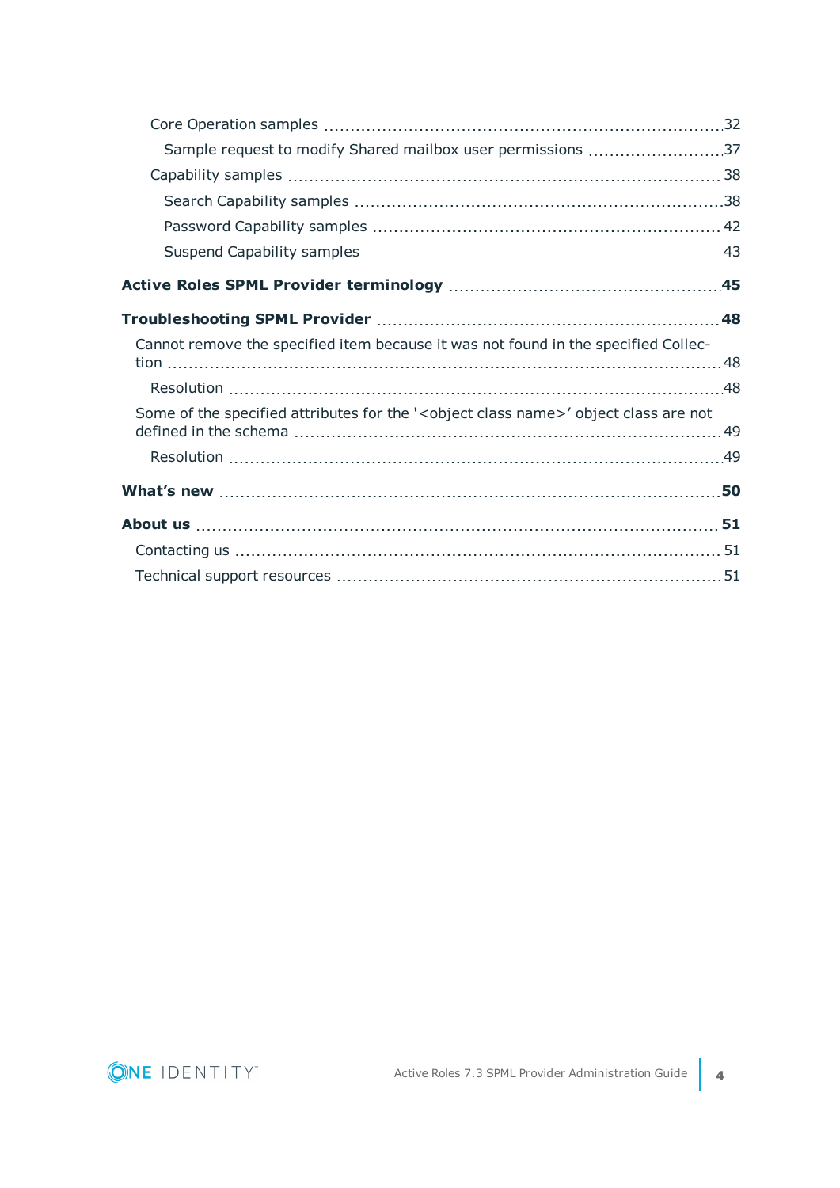Core Operation samples 32

Sample request to modify Shared mailbox user permissions 37

Capability samples 38

Search Capability samples 38

Password Capability samples 42

Suspend Capability samples 43

**Active Roles SPML Provider terminology 45**

**Troubleshooting SPML Provider 48**

Cannot remove the specified item because it was not found in the specified Collection 48

Resolution 48

Some of the specified attributes for the '<object class name>' object class are not defined in the schema 49

Resolution 49

**What's new 50**

**About us 51**

Contacting us 51

Technical support resources 51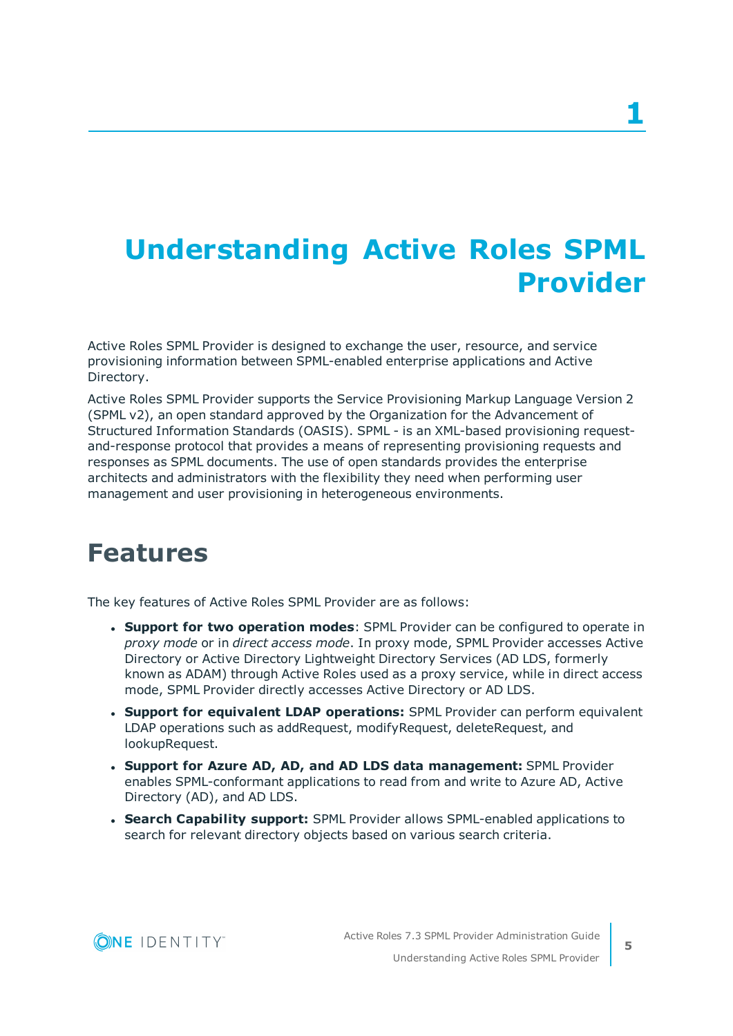# 1 Understanding Active Roles SPML Provider

Active Roles SPML Provider is designed to exchange the user, resource, and service provisioning information between SPML-enabled enterprise applications and Active Directory.

Active Roles SPML Provider supports the Service Provisioning Markup Language Version 2 (SPML v2), an open standard approved by the Organization for the Advancement of Structured Information Standards (OASIS). SPML - is an XML-based provisioning request-and-response protocol that provides a means of representing provisioning requests and responses as SPML documents. The use of open standards provides the enterprise architects and administrators with the flexibility they need when performing user management and user provisioning in heterogeneous environments.

## Features

The key features of Active Roles SPML Provider are as follows:

- **Support for two operation modes**: SPML Provider can be configured to operate in *proxy mode* or in *direct access mode*. In proxy mode, SPML Provider accesses Active Directory or Active Directory Lightweight Directory Services (AD LDS, formerly known as ADAM) through Active Roles used as a proxy service, while in direct access mode, SPML Provider directly accesses Active Directory or AD LDS.
- **Support for equivalent LDAP operations:** SPML Provider can perform equivalent LDAP operations such as addRequest, modifyRequest, deleteRequest, and lookupRequest.
- **Support for Azure AD, AD, and AD LDS data management:** SPML Provider enables SPML-conformant applications to read from and write to Azure AD, Active Directory (AD), and AD LDS.
- **Search Capability support:** SPML Provider allows SPML-enabled applications to search for relevant directory objects based on various search criteria.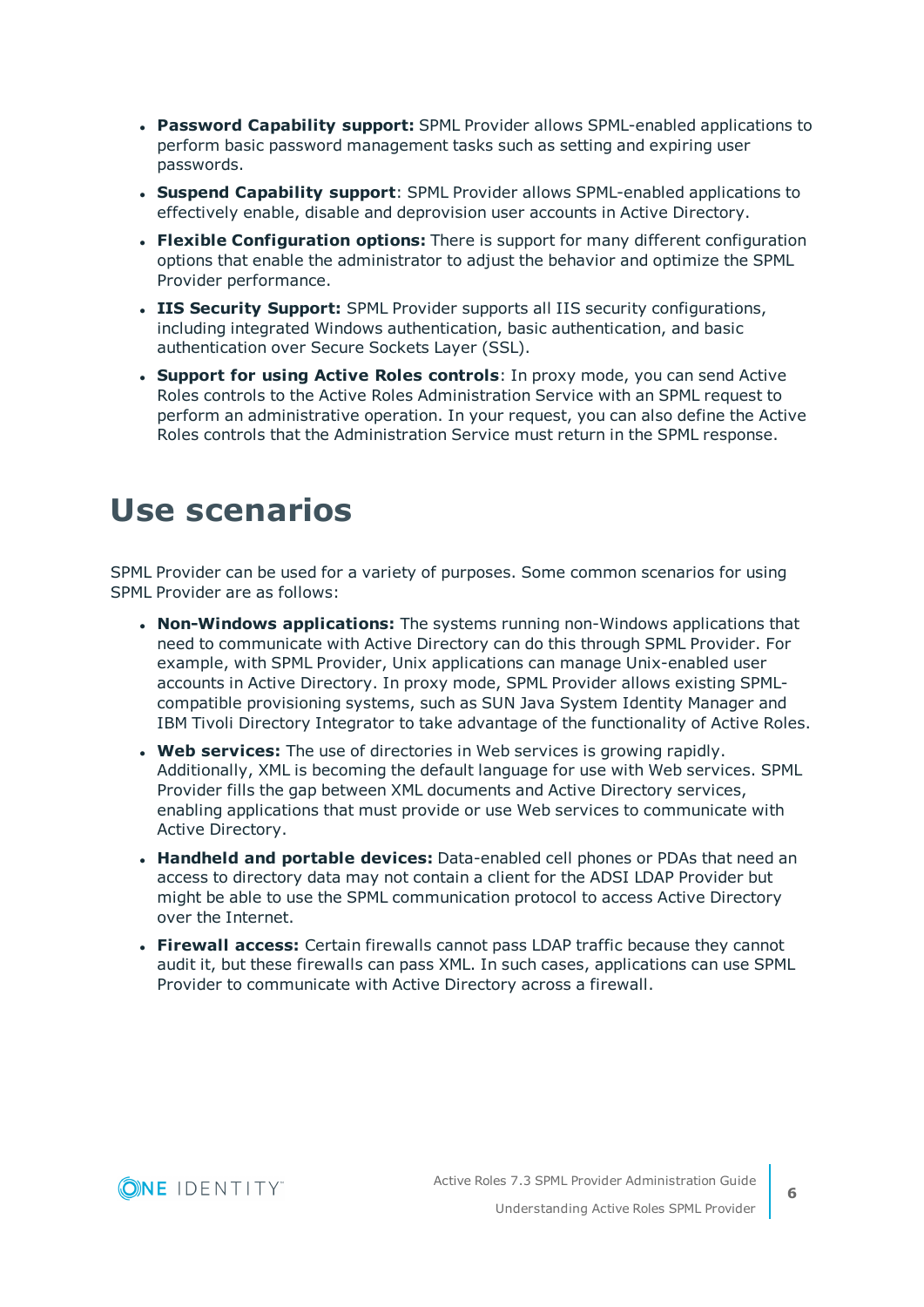- **Password Capability support:** SPML Provider allows SPML-enabled applications to perform basic password management tasks such as setting and expiring user passwords.
- **Suspend Capability support**: SPML Provider allows SPML-enabled applications to effectively enable, disable and deprovision user accounts in Active Directory.
- **Flexible Configuration options:** There is support for many different configuration options that enable the administrator to adjust the behavior and optimize the SPML Provider performance.
- **IIS Security Support:** SPML Provider supports all IIS security configurations, including integrated Windows authentication, basic authentication, and basic authentication over Secure Sockets Layer (SSL).
- **Support for using Active Roles controls**: In proxy mode, you can send Active Roles controls to the Active Roles Administration Service with an SPML request to perform an administrative operation. In your request, you can also define the Active Roles controls that the Administration Service must return in the SPML response.

# Use scenarios

SPML Provider can be used for a variety of purposes. Some common scenarios for using SPML Provider are as follows:

- **Non-Windows applications:** The systems running non-Windows applications that need to communicate with Active Directory can do this through SPML Provider. For example, with SPML Provider, Unix applications can manage Unix-enabled user accounts in Active Directory. In proxy mode, SPML Provider allows existing SPML-compatible provisioning systems, such as SUN Java System Identity Manager and IBM Tivoli Directory Integrator to take advantage of the functionality of Active Roles.
- **Web services:** The use of directories in Web services is growing rapidly. Additionally, XML is becoming the default language for use with Web services. SPML Provider fills the gap between XML documents and Active Directory services, enabling applications that must provide or use Web services to communicate with Active Directory.
- **Handheld and portable devices:** Data-enabled cell phones or PDAs that need an access to directory data may not contain a client for the ADSI LDAP Provider but might be able to use the SPML communication protocol to access Active Directory over the Internet.
- **Firewall access:** Certain firewalls cannot pass LDAP traffic because they cannot audit it, but these firewalls can pass XML. In such cases, applications can use SPML Provider to communicate with Active Directory across a firewall.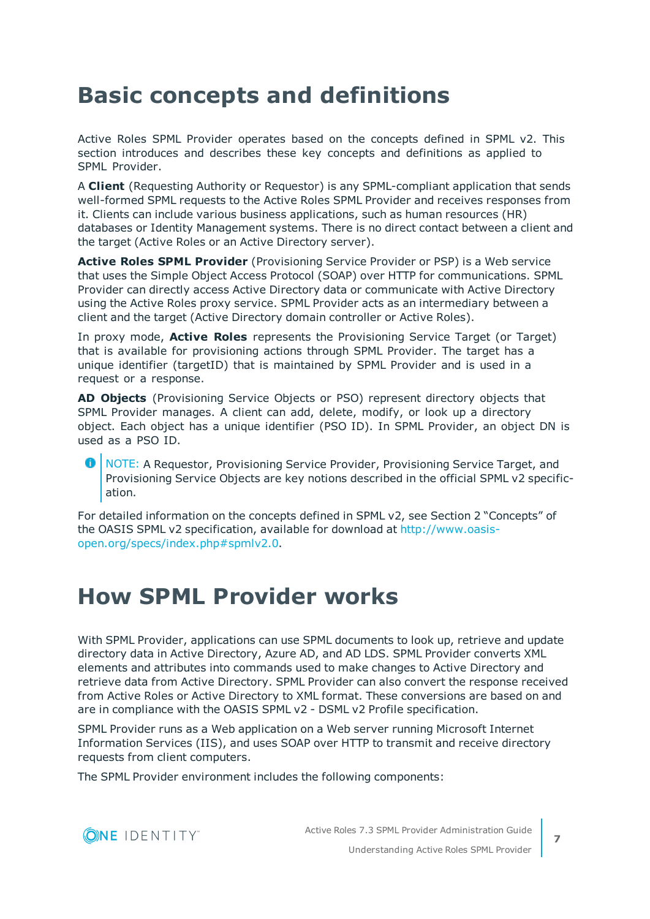# Basic concepts and definitions

Active Roles SPML Provider operates based on the concepts defined in SPML v2. This section introduces and describes these key concepts and definitions as applied to SPML Provider.

A **Client** (Requesting Authority or Requestor) is any SPML-compliant application that sends well-formed SPML requests to the Active Roles SPML Provider and receives responses from it. Clients can include various business applications, such as human resources (HR) databases or Identity Management systems. There is no direct contact between a client and the target (Active Roles or an Active Directory server).

**Active Roles SPML Provider** (Provisioning Service Provider or PSP) is a Web service that uses the Simple Object Access Protocol (SOAP) over HTTP for communications. SPML Provider can directly access Active Directory data or communicate with Active Directory using the Active Roles proxy service. SPML Provider acts as an intermediary between a client and the target (Active Directory domain controller or Active Roles).

In proxy mode, **Active Roles** represents the Provisioning Service Target (or Target) that is available for provisioning actions through SPML Provider. The target has a unique identifier (targetID) that is maintained by SPML Provider and is used in a request or a response.

**AD Objects** (Provisioning Service Objects or PSO) represent directory objects that SPML Provider manages. A client can add, delete, modify, or look up a directory object. Each object has a unique identifier (PSO ID). In SPML Provider, an object DN is used as a PSO ID.

> NOTE: A Requestor, Provisioning Service Provider, Provisioning Service Target, and Provisioning Service Objects are key notions described in the official SPML v2 specification.

For detailed information on the concepts defined in SPML v2, see Section 2 "Concepts" of the OASIS SPML v2 specification, available for download at http://www.oasis-open.org/specs/index.php#spmlv2.0.

# How SPML Provider works

With SPML Provider, applications can use SPML documents to look up, retrieve and update directory data in Active Directory, Azure AD, and AD LDS. SPML Provider converts XML elements and attributes into commands used to make changes to Active Directory and retrieve data from Active Directory. SPML Provider can also convert the response received from Active Roles or Active Directory to XML format. These conversions are based on and are in compliance with the OASIS SPML v2 - DSML v2 Profile specification.

SPML Provider runs as a Web application on a Web server running Microsoft Internet Information Services (IIS), and uses SOAP over HTTP to transmit and receive directory requests from client computers.

The SPML Provider environment includes the following components: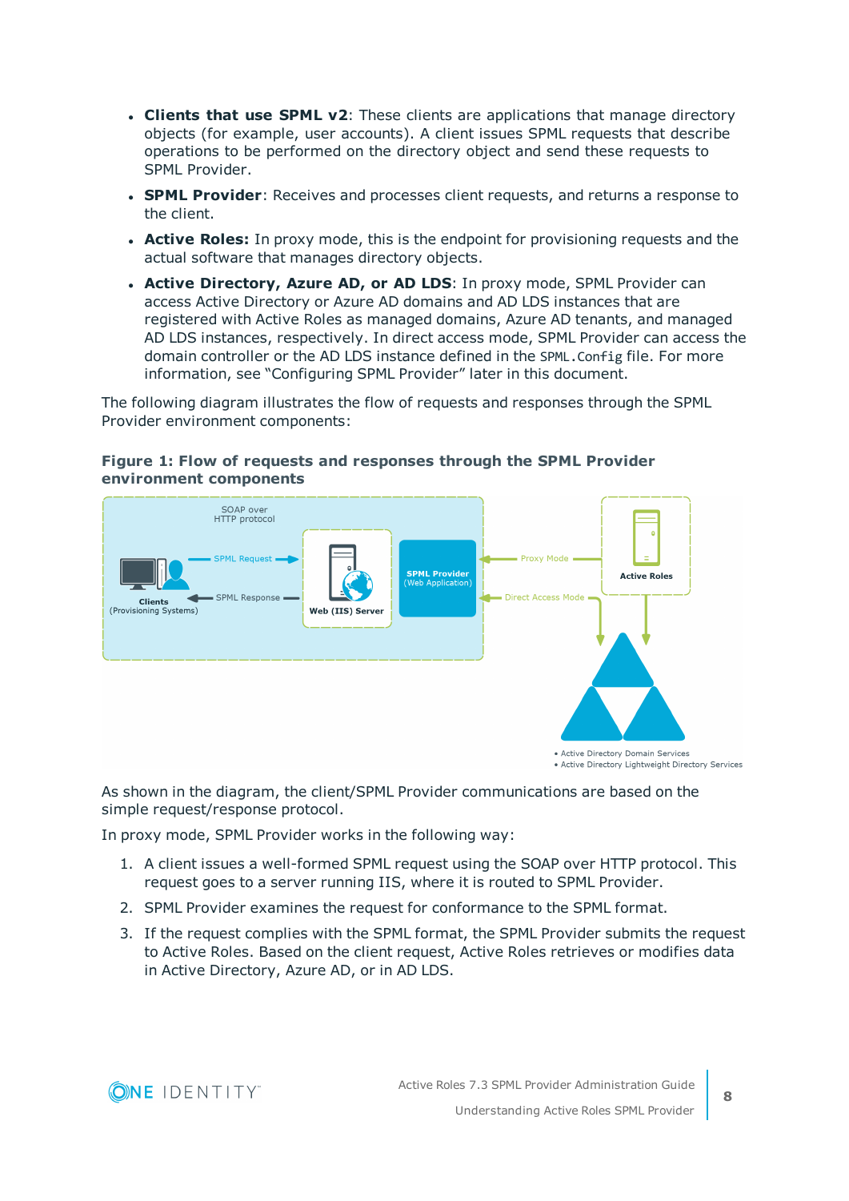- **Clients that use SPML v2**: These clients are applications that manage directory objects (for example, user accounts). A client issues SPML requests that describe operations to be performed on the directory object and send these requests to SPML Provider.
- **SPML Provider**: Receives and processes client requests, and returns a response to the client.
- **Active Roles:** In proxy mode, this is the endpoint for provisioning requests and the actual software that manages directory objects.
- **Active Directory, Azure AD, or AD LDS**: In proxy mode, SPML Provider can access Active Directory or Azure AD domains and AD LDS instances that are registered with Active Roles as managed domains, Azure AD tenants, and managed AD LDS instances, respectively. In direct access mode, SPML Provider can access the domain controller or the AD LDS instance defined in the `SPML.Config` file. For more information, see "Configuring SPML Provider" later in this document.

The following diagram illustrates the flow of requests and responses through the SPML Provider environment components:

**Figure 1: Flow of requests and responses through the SPML Provider environment components**

As shown in the diagram, the client/SPML Provider communications are based on the simple request/response protocol.

In proxy mode, SPML Provider works in the following way:

1. A client issues a well-formed SPML request using the SOAP over HTTP protocol. This request goes to a server running IIS, where it is routed to SPML Provider.
2. SPML Provider examines the request for conformance to the SPML format.
3. If the request complies with the SPML format, the SPML Provider submits the request to Active Roles. Based on the client request, Active Roles retrieves or modifies data in Active Directory, Azure AD, or in AD LDS.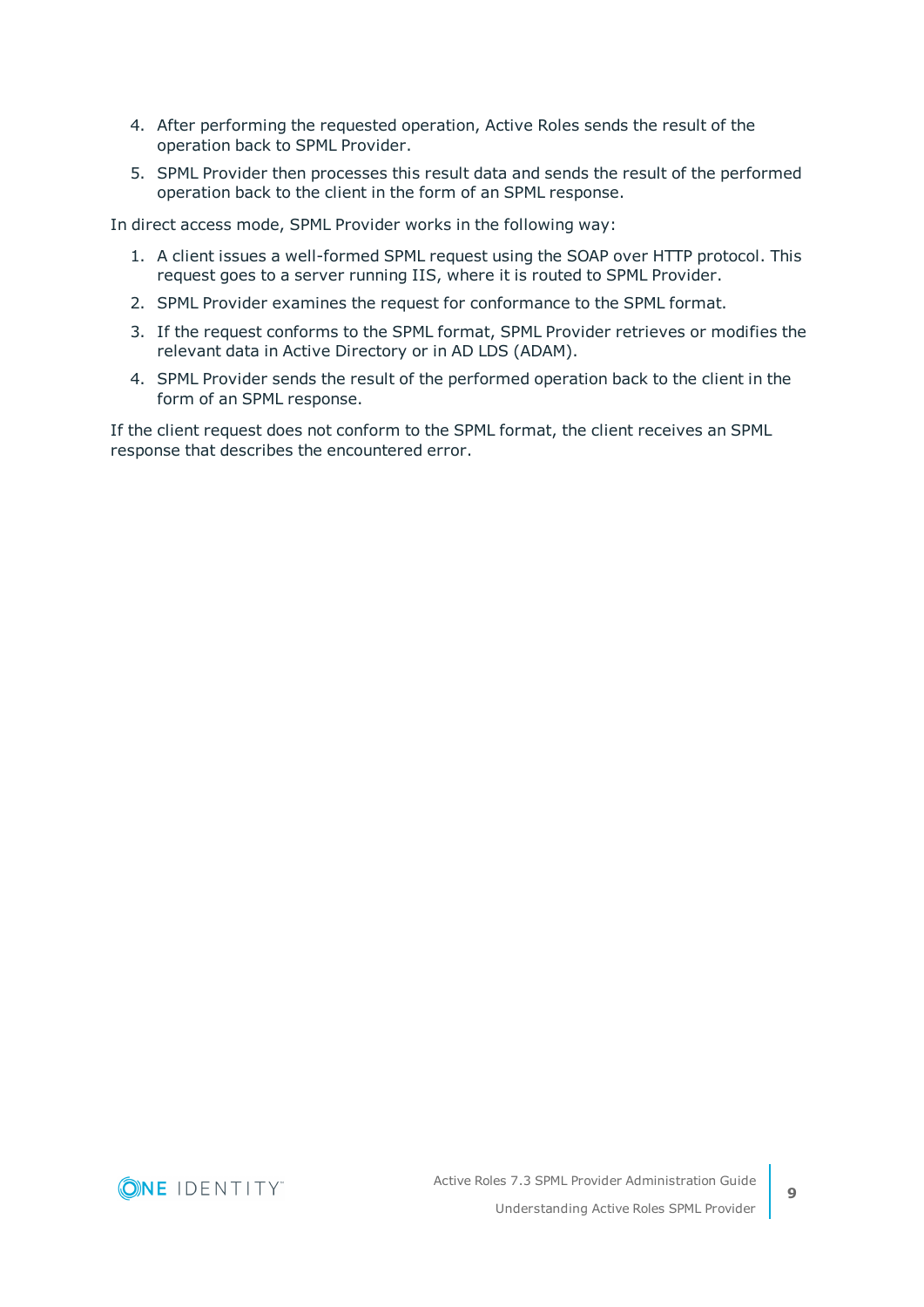4. After performing the requested operation, Active Roles sends the result of the operation back to SPML Provider.
5. SPML Provider then processes this result data and sends the result of the performed operation back to the client in the form of an SPML response.

In direct access mode, SPML Provider works in the following way:

1. A client issues a well-formed SPML request using the SOAP over HTTP protocol. This request goes to a server running IIS, where it is routed to SPML Provider.
2. SPML Provider examines the request for conformance to the SPML format.
3. If the request conforms to the SPML format, SPML Provider retrieves or modifies the relevant data in Active Directory or in AD LDS (ADAM).
4. SPML Provider sends the result of the performed operation back to the client in the form of an SPML response.

If the client request does not conform to the SPML format, the client receives an SPML response that describes the encountered error.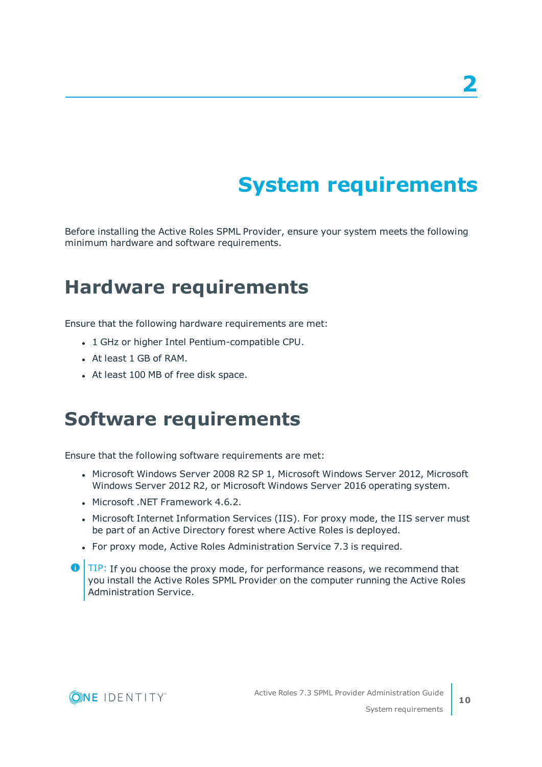# 2 System requirements

Before installing the Active Roles SPML Provider, ensure your system meets the following minimum hardware and software requirements.

## Hardware requirements

Ensure that the following hardware requirements are met:

- 1 GHz or higher Intel Pentium-compatible CPU.
- At least 1 GB of RAM.
- At least 100 MB of free disk space.

## Software requirements

Ensure that the following software requirements are met:

- Microsoft Windows Server 2008 R2 SP 1, Microsoft Windows Server 2012, Microsoft Windows Server 2012 R2, or Microsoft Windows Server 2016 operating system.
- Microsoft .NET Framework 4.6.2.
- Microsoft Internet Information Services (IIS). For proxy mode, the IIS server must be part of an Active Directory forest where Active Roles is deployed.
- For proxy mode, Active Roles Administration Service 7.3 is required.

> TIP: If you choose the proxy mode, for performance reasons, we recommend that you install the Active Roles SPML Provider on the computer running the Active Roles Administration Service.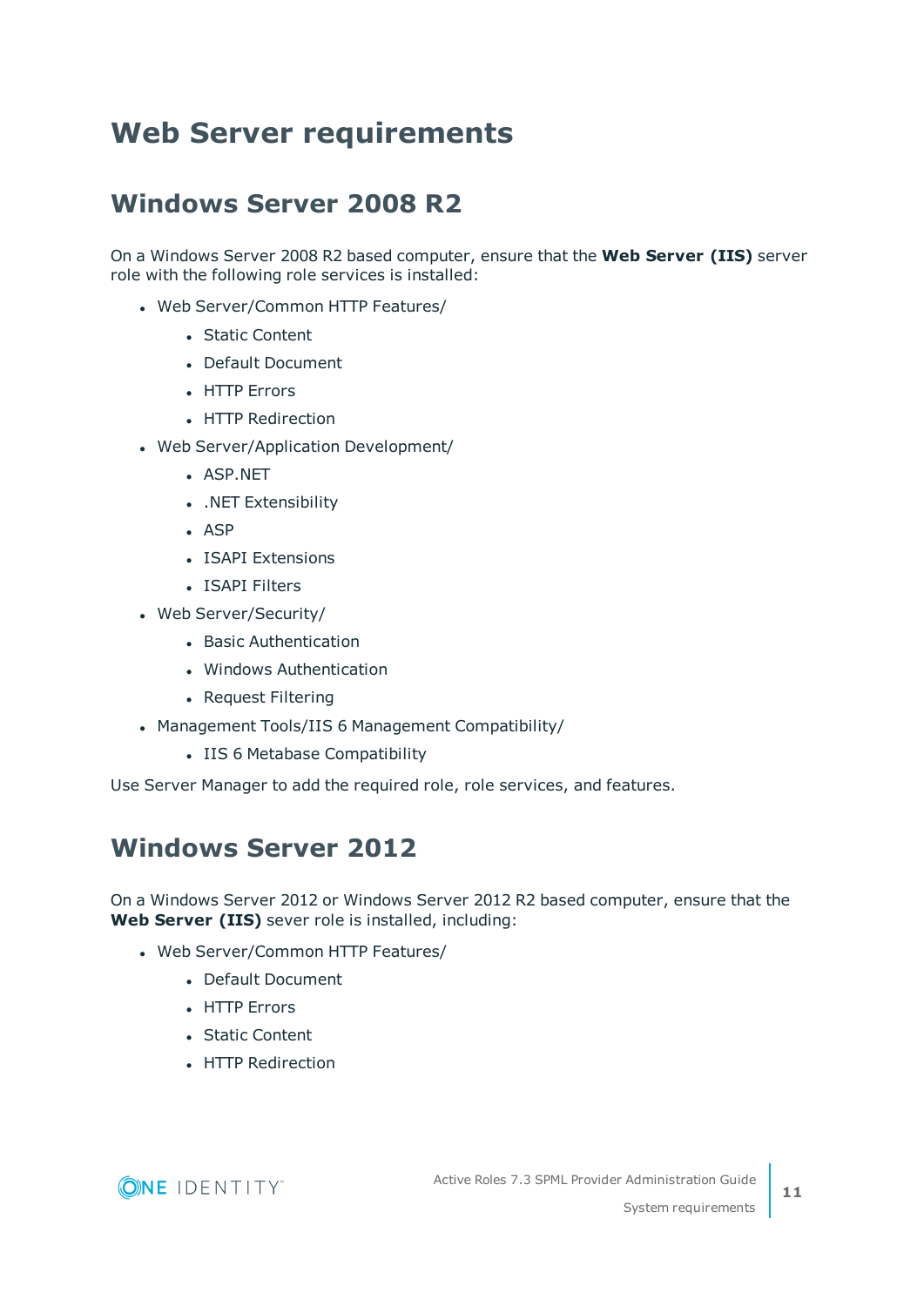# Web Server requirements

## Windows Server 2008 R2

On a Windows Server 2008 R2 based computer, ensure that the **Web Server (IIS)** server role with the following role services is installed:

- Web Server/Common HTTP Features/
    - Static Content
    - Default Document
    - HTTP Errors
    - HTTP Redirection
- Web Server/Application Development/
    - ASP.NET
    - .NET Extensibility
    - ASP
    - ISAPI Extensions
    - ISAPI Filters
- Web Server/Security/
    - Basic Authentication
    - Windows Authentication
    - Request Filtering
- Management Tools/IIS 6 Management Compatibility/
    - IIS 6 Metabase Compatibility

Use Server Manager to add the required role, role services, and features.

## Windows Server 2012

On a Windows Server 2012 or Windows Server 2012 R2 based computer, ensure that the **Web Server (IIS)** sever role is installed, including:

- Web Server/Common HTTP Features/
    - Default Document
    - HTTP Errors
    - Static Content
    - HTTP Redirection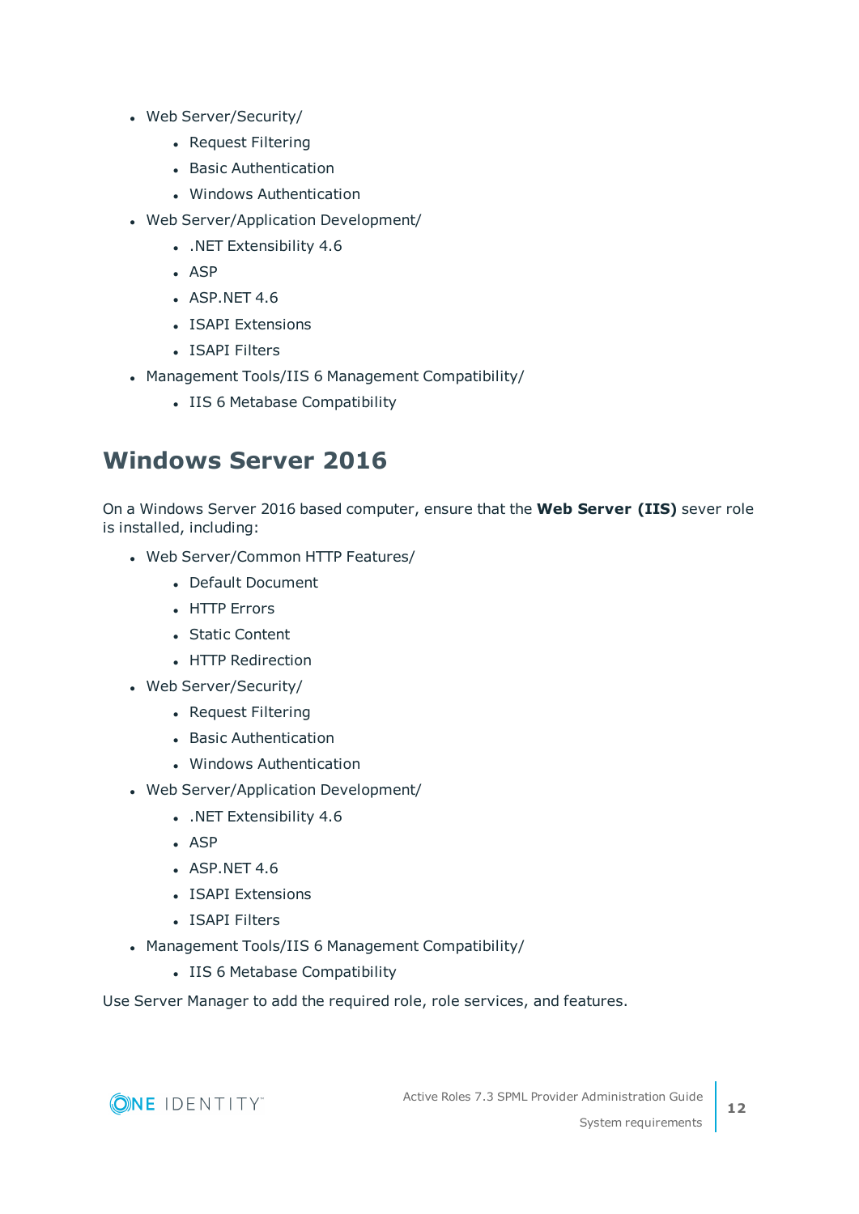- Web Server/Security/
  - Request Filtering
  - Basic Authentication
  - Windows Authentication
- Web Server/Application Development/
  - .NET Extensibility 4.6
  - ASP
  - ASP.NET 4.6
  - ISAPI Extensions
  - ISAPI Filters
- Management Tools/IIS 6 Management Compatibility/
  - IIS 6 Metabase Compatibility

## Windows Server 2016

On a Windows Server 2016 based computer, ensure that the **Web Server (IIS)** sever role is installed, including:

- Web Server/Common HTTP Features/
  - Default Document
  - HTTP Errors
  - Static Content
  - HTTP Redirection
- Web Server/Security/
  - Request Filtering
  - Basic Authentication
  - Windows Authentication
- Web Server/Application Development/
  - .NET Extensibility 4.6
  - ASP
  - ASP.NET 4.6
  - ISAPI Extensions
  - ISAPI Filters
- Management Tools/IIS 6 Management Compatibility/
  - IIS 6 Metabase Compatibility

Use Server Manager to add the required role, role services, and features.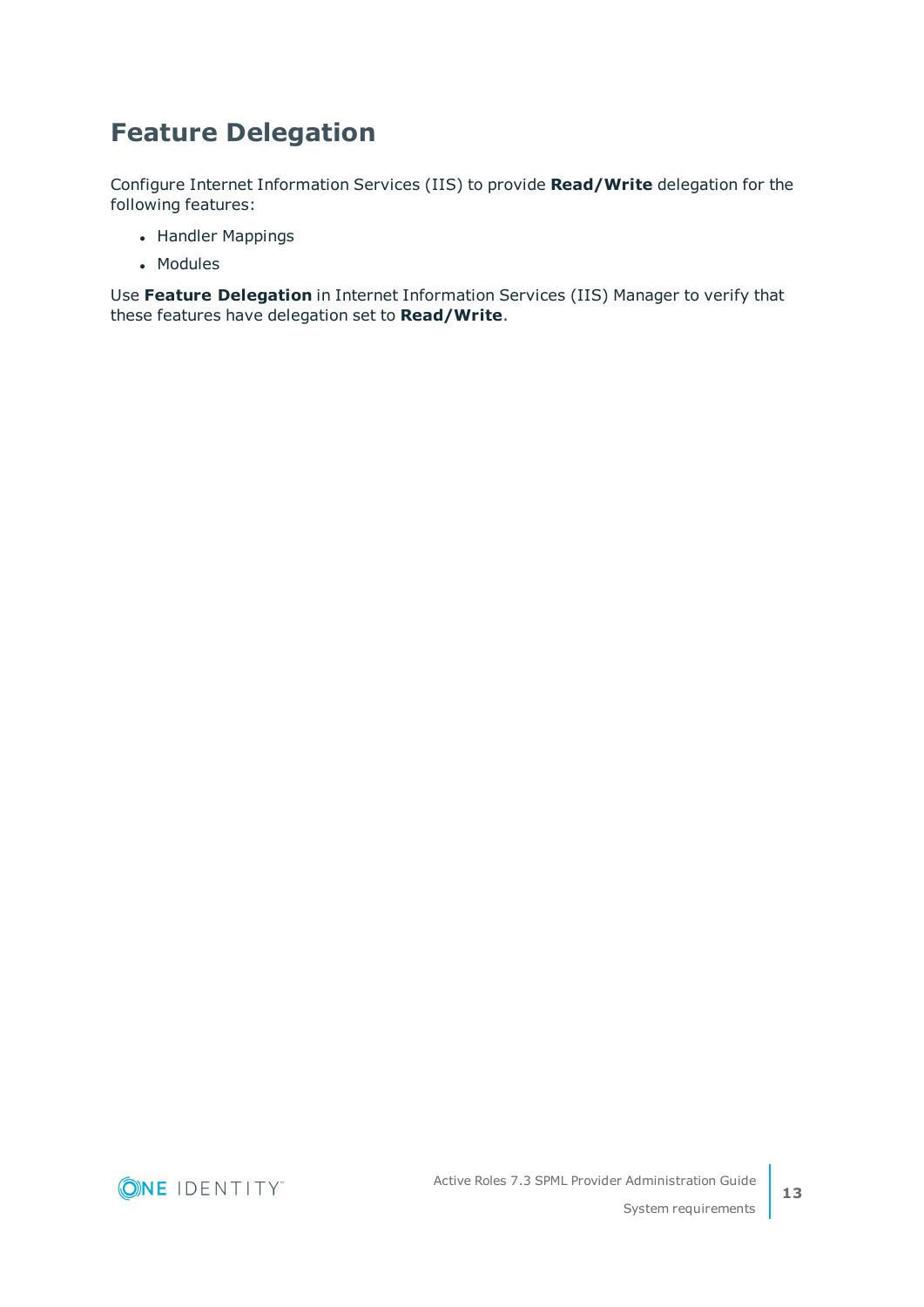## Feature Delegation

Configure Internet Information Services (IIS) to provide **Read/Write** delegation for the following features:

- Handler Mappings
- Modules

Use **Feature Delegation** in Internet Information Services (IIS) Manager to verify that these features have delegation set to **Read/Write**.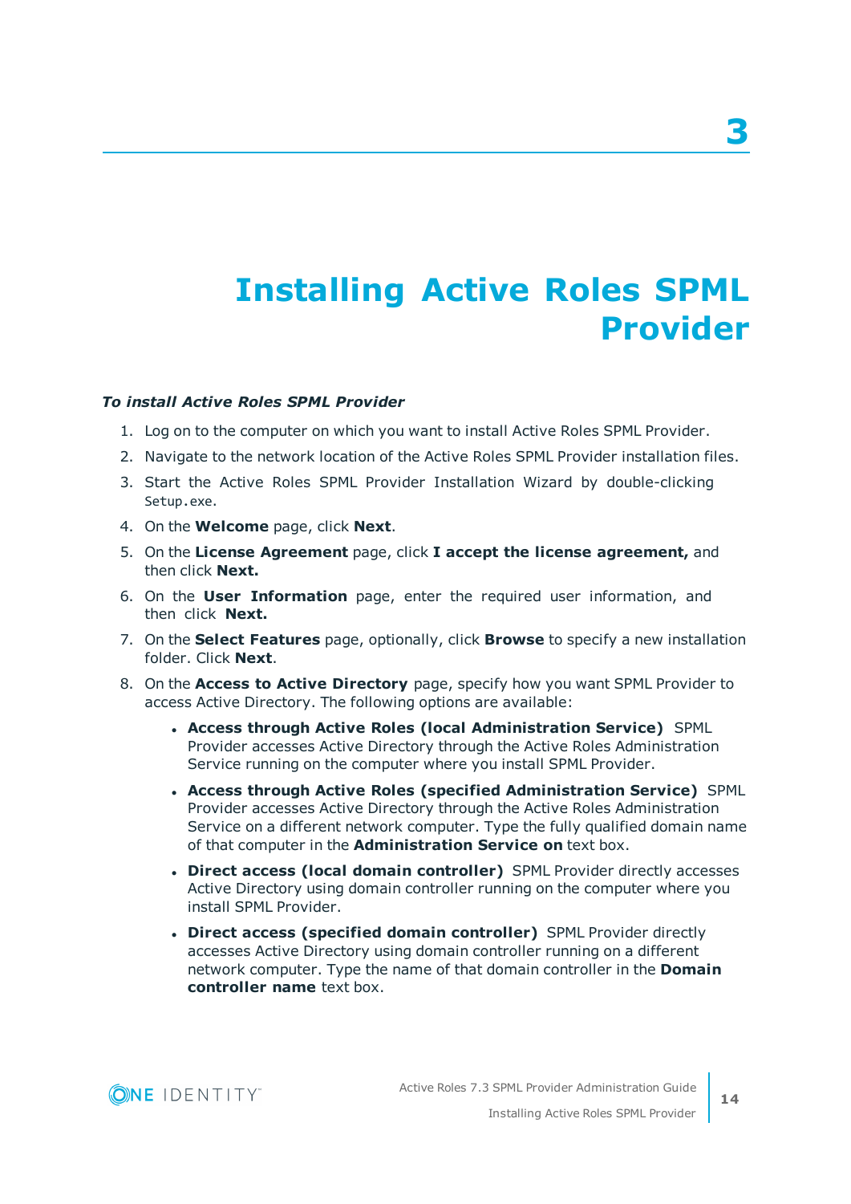# 3 Installing Active Roles SPML Provider

***To install Active Roles SPML Provider***

1. Log on to the computer on which you want to install Active Roles SPML Provider.
2. Navigate to the network location of the Active Roles SPML Provider installation files.
3. Start the Active Roles SPML Provider Installation Wizard by double-clicking `Setup.exe`.
4. On the **Welcome** page, click **Next**.
5. On the **License Agreement** page, click **I accept the license agreement,** and then click **Next.**
6. On the **User Information** page, enter the required user information, and then click **Next.**
7. On the **Select Features** page, optionally, click **Browse** to specify a new installation folder. Click **Next**.
8. On the **Access to Active Directory** page, specify how you want SPML Provider to access Active Directory. The following options are available:
   - **Access through Active Roles (local Administration Service)** SPML Provider accesses Active Directory through the Active Roles Administration Service running on the computer where you install SPML Provider.
   - **Access through Active Roles (specified Administration Service)** SPML Provider accesses Active Directory through the Active Roles Administration Service on a different network computer. Type the fully qualified domain name of that computer in the **Administration Service on** text box.
   - **Direct access (local domain controller)** SPML Provider directly accesses Active Directory using domain controller running on the computer where you install SPML Provider.
   - **Direct access (specified domain controller)** SPML Provider directly accesses Active Directory using domain controller running on a different network computer. Type the name of that domain controller in the **Domain controller name** text box.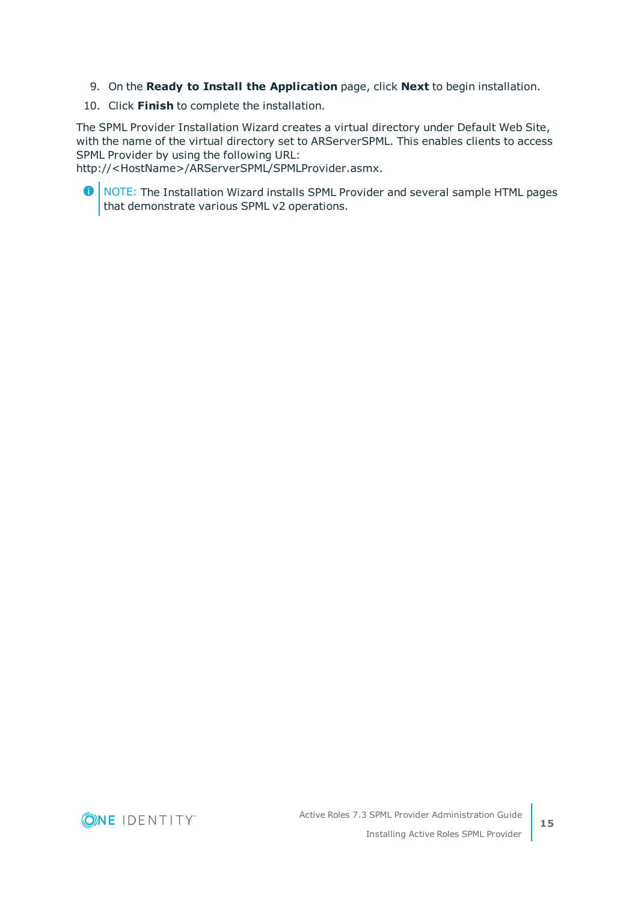9. On the **Ready to Install the Application** page, click **Next** to begin installation.
10. Click **Finish** to complete the installation.

The SPML Provider Installation Wizard creates a virtual directory under Default Web Site, with the name of the virtual directory set to ARServerSPML. This enables clients to access SPML Provider by using the following URL:
http://<HostName>/ARServerSPML/SPMLProvider.asmx.

> NOTE: The Installation Wizard installs SPML Provider and several sample HTML pages that demonstrate various SPML v2 operations.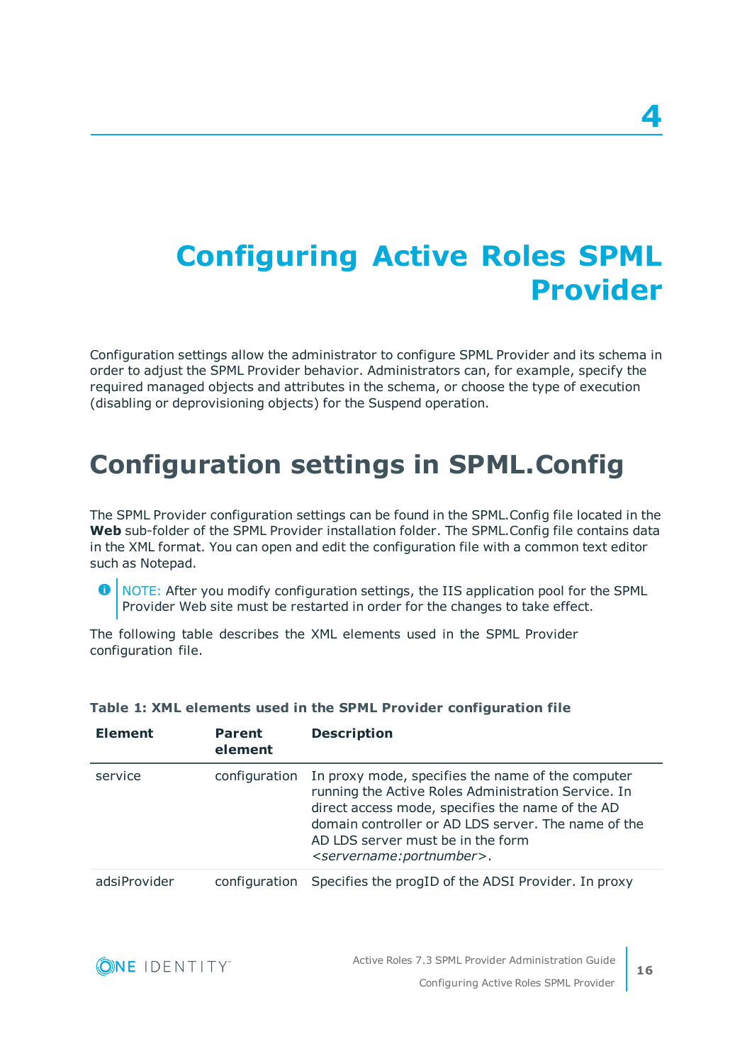# 4

# Configuring Active Roles SPML Provider

Configuration settings allow the administrator to configure SPML Provider and its schema in order to adjust the SPML Provider behavior. Administrators can, for example, specify the required managed objects and attributes in the schema, or choose the type of execution (disabling or deprovisioning objects) for the Suspend operation.

## Configuration settings in SPML.Config

The SPML Provider configuration settings can be found in the SPML.Config file located in the **Web** sub-folder of the SPML Provider installation folder. The SPML.Config file contains data in the XML format. You can open and edit the configuration file with a common text editor such as Notepad.

NOTE: After you modify configuration settings, the IIS application pool for the SPML Provider Web site must be restarted in order for the changes to take effect.

The following table describes the XML elements used in the SPML Provider configuration file.

**Table 1: XML elements used in the SPML Provider configuration file**

| Element | Parent element | Description |
|---|---|---|
| service | configuration | In proxy mode, specifies the name of the computer running the Active Roles Administration Service. In direct access mode, specifies the name of the AD domain controller or AD LDS server. The name of the AD LDS server must be in the form *<servername:portnumber>*. |
| adsiProvider | configuration | Specifies the progID of the ADSI Provider. In proxy |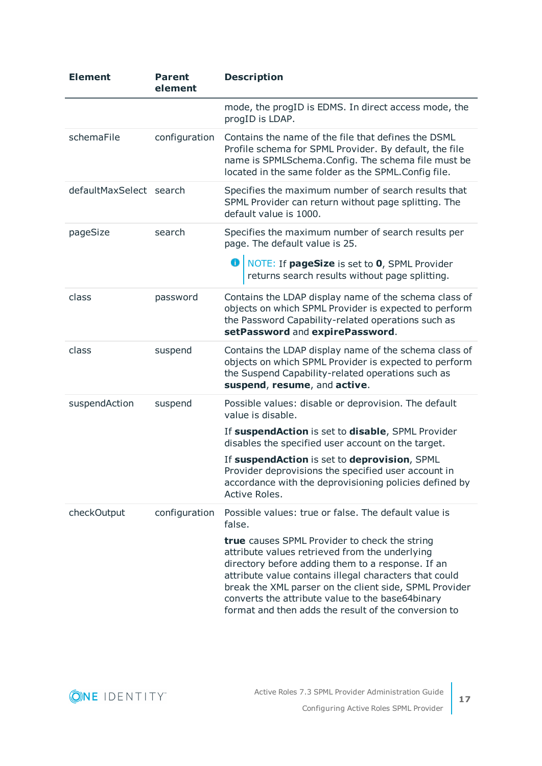| Element | Parent element | Description |
|---|---|---|
| | | mode, the progID is EDMS. In direct access mode, the progID is LDAP. |
| schemaFile | configuration | Contains the name of the file that defines the DSML Profile schema for SPML Provider. By default, the file name is SPMLSchema.Config. The schema file must be located in the same folder as the SPML.Config file. |
| defaultMaxSelect | search | Specifies the maximum number of search results that SPML Provider can return without page splitting. The default value is 1000. |
| pageSize | search | Specifies the maximum number of search results per page. The default value is 25. <br><br> NOTE: If **pageSize** is set to **0**, SPML Provider returns search results without page splitting. |
| class | password | Contains the LDAP display name of the schema class of objects on which SPML Provider is expected to perform the Password Capability-related operations such as **setPassword** and **expirePassword**. |
| class | suspend | Contains the LDAP display name of the schema class of objects on which SPML Provider is expected to perform the Suspend Capability-related operations such as **suspend**, **resume**, and **active**. |
| suspendAction | suspend | Possible values: disable or deprovision. The default value is disable. <br><br> If **suspendAction** is set to **disable**, SPML Provider disables the specified user account on the target. <br><br> If **suspendAction** is set to **deprovision**, SPML Provider deprovisions the specified user account in accordance with the deprovisioning policies defined by Active Roles. |
| checkOutput | configuration | Possible values: true or false. The default value is false. <br><br> **true** causes SPML Provider to check the string attribute values retrieved from the underlying directory before adding them to a response. If an attribute value contains illegal characters that could break the XML parser on the client side, SPML Provider converts the attribute value to the base64binary format and then adds the result of the conversion to |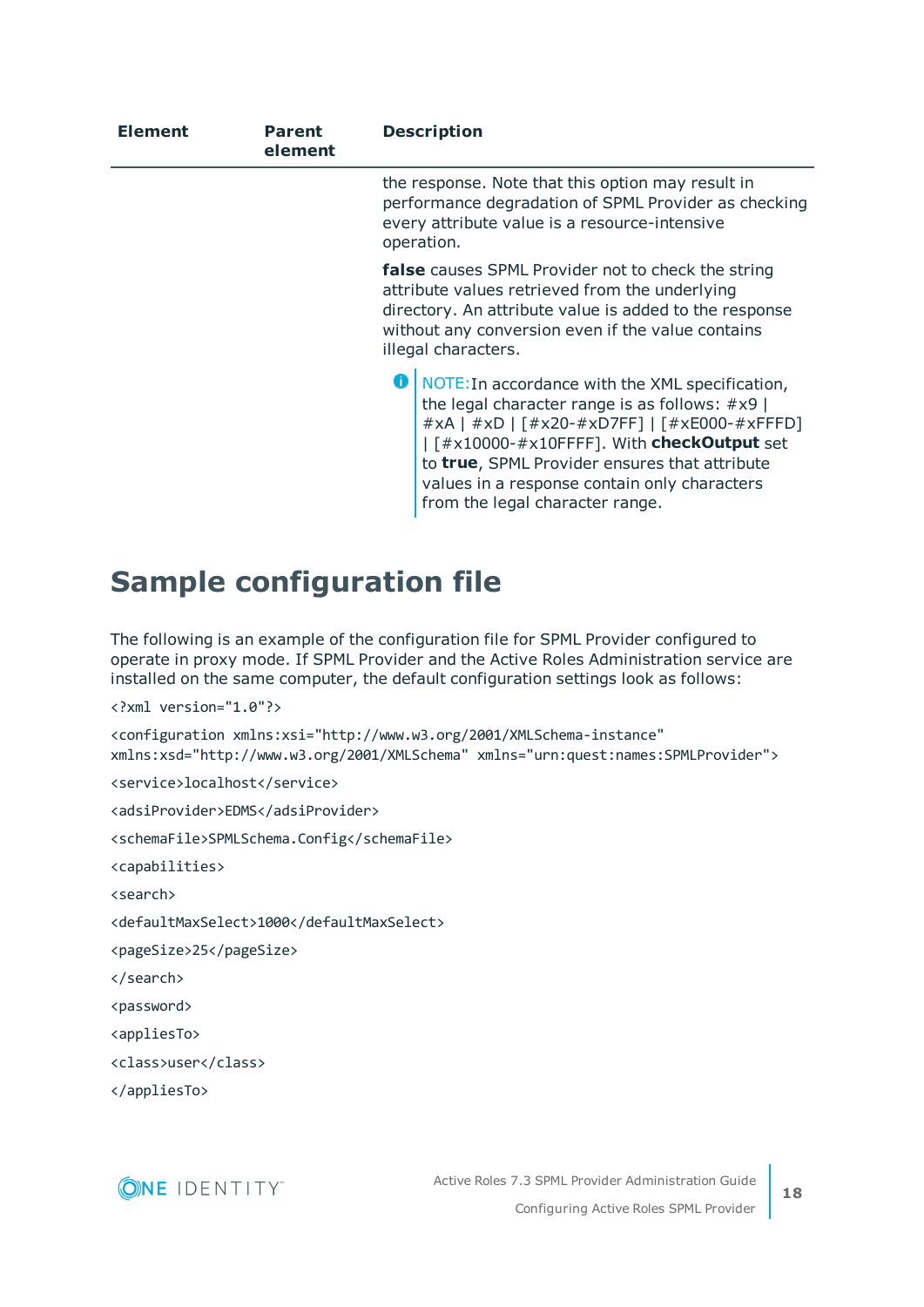| Element | Parent element | Description |
|---|---|---|
| | | the response. Note that this option may result in performance degradation of SPML Provider as checking every attribute value is a resource-intensive operation.<br><br>**false** causes SPML Provider not to check the string attribute values retrieved from the underlying directory. An attribute value is added to the response without any conversion even if the value contains illegal characters.<br><br>NOTE: In accordance with the XML specification, the legal character range is as follows: #x9 \| #xA \| #xD \| [#x20-#xD7FF] \| [#xE000-#xFFFD] \| [#x10000-#x10FFFF]. With **checkOutput** set to **true**, SPML Provider ensures that attribute values in a response contain only characters from the legal character range. |

# Sample configuration file

The following is an example of the configuration file for SPML Provider configured to operate in proxy mode. If SPML Provider and the Active Roles Administration service are installed on the same computer, the default configuration settings look as follows:

```
<?xml version="1.0"?>

<configuration xmlns:xsi="http://www.w3.org/2001/XMLSchema-instance"
xmlns:xsd="http://www.w3.org/2001/XMLSchema" xmlns="urn:quest:names:SPMLProvider">

<service>localhost</service>

<adsiProvider>EDMS</adsiProvider>

<schemaFile>SPMLSchema.Config</schemaFile>

<capabilities>

<search>

<defaultMaxSelect>1000</defaultMaxSelect>

<pageSize>25</pageSize>

</search>

<password>

<appliesTo>

<class>user</class>

</appliesTo>
```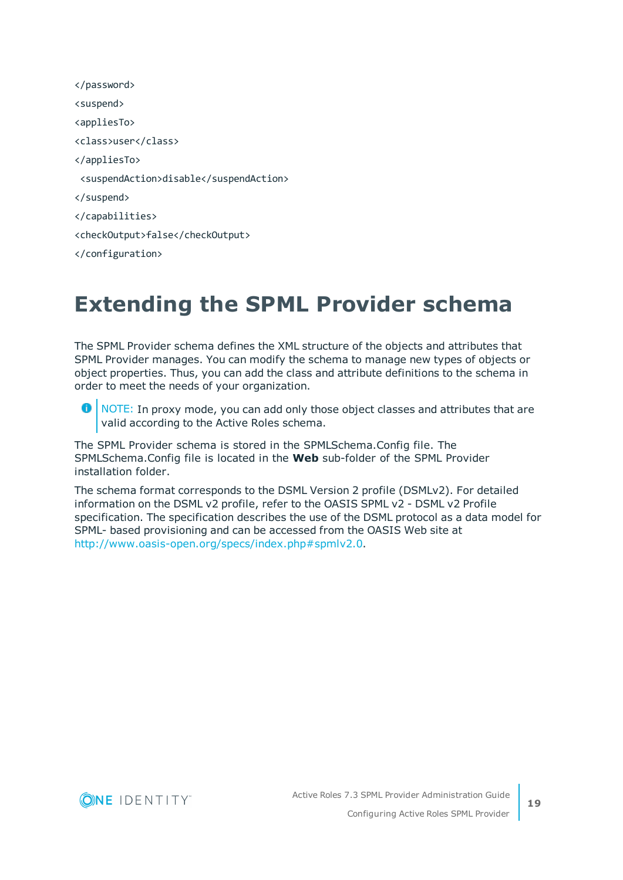```
</password>
<suspend>
<appliesTo>
<class>user</class>
</appliesTo>
 <suspendAction>disable</suspendAction>
</suspend>
</capabilities>
<checkOutput>false</checkOutput>
</configuration>
```

# Extending the SPML Provider schema

The SPML Provider schema defines the XML structure of the objects and attributes that SPML Provider manages. You can modify the schema to manage new types of objects or object properties. Thus, you can add the class and attribute definitions to the schema in order to meet the needs of your organization.

> NOTE: In proxy mode, you can add only those object classes and attributes that are valid according to the Active Roles schema.

The SPML Provider schema is stored in the SPMLSchema.Config file. The SPMLSchema.Config file is located in the **Web** sub-folder of the SPML Provider installation folder.

The schema format corresponds to the DSML Version 2 profile (DSMLv2). For detailed information on the DSML v2 profile, refer to the OASIS SPML v2 - DSML v2 Profile specification. The specification describes the use of the DSML protocol as a data model for SPML- based provisioning and can be accessed from the OASIS Web site at http://www.oasis-open.org/specs/index.php#spmlv2.0.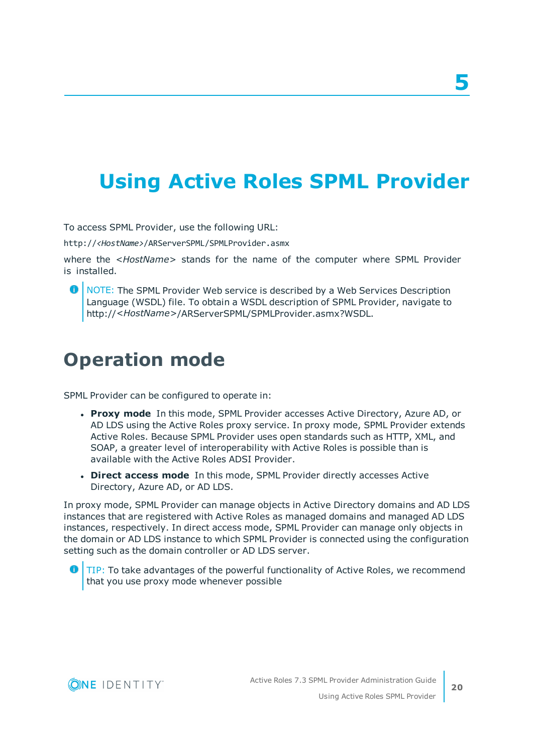# 5

# Using Active Roles SPML Provider

To access SPML Provider, use the following URL:

```
http://<HostName>/ARServerSPML/SPMLProvider.asmx
```

where the *<HostName>* stands for the name of the computer where SPML Provider is installed.

> NOTE: The SPML Provider Web service is described by a Web Services Description Language (WSDL) file. To obtain a WSDL description of SPML Provider, navigate to http://*<HostName>*/ARServerSPML/SPMLProvider.asmx?WSDL.

## Operation mode

SPML Provider can be configured to operate in:

- **Proxy mode** In this mode, SPML Provider accesses Active Directory, Azure AD, or AD LDS using the Active Roles proxy service. In proxy mode, SPML Provider extends Active Roles. Because SPML Provider uses open standards such as HTTP, XML, and SOAP, a greater level of interoperability with Active Roles is possible than is available with the Active Roles ADSI Provider.
- **Direct access mode** In this mode, SPML Provider directly accesses Active Directory, Azure AD, or AD LDS.

In proxy mode, SPML Provider can manage objects in Active Directory domains and AD LDS instances that are registered with Active Roles as managed domains and managed AD LDS instances, respectively. In direct access mode, SPML Provider can manage only objects in the domain or AD LDS instance to which SPML Provider is connected using the configuration setting such as the domain controller or AD LDS server.

> TIP: To take advantages of the powerful functionality of Active Roles, we recommend that you use proxy mode whenever possible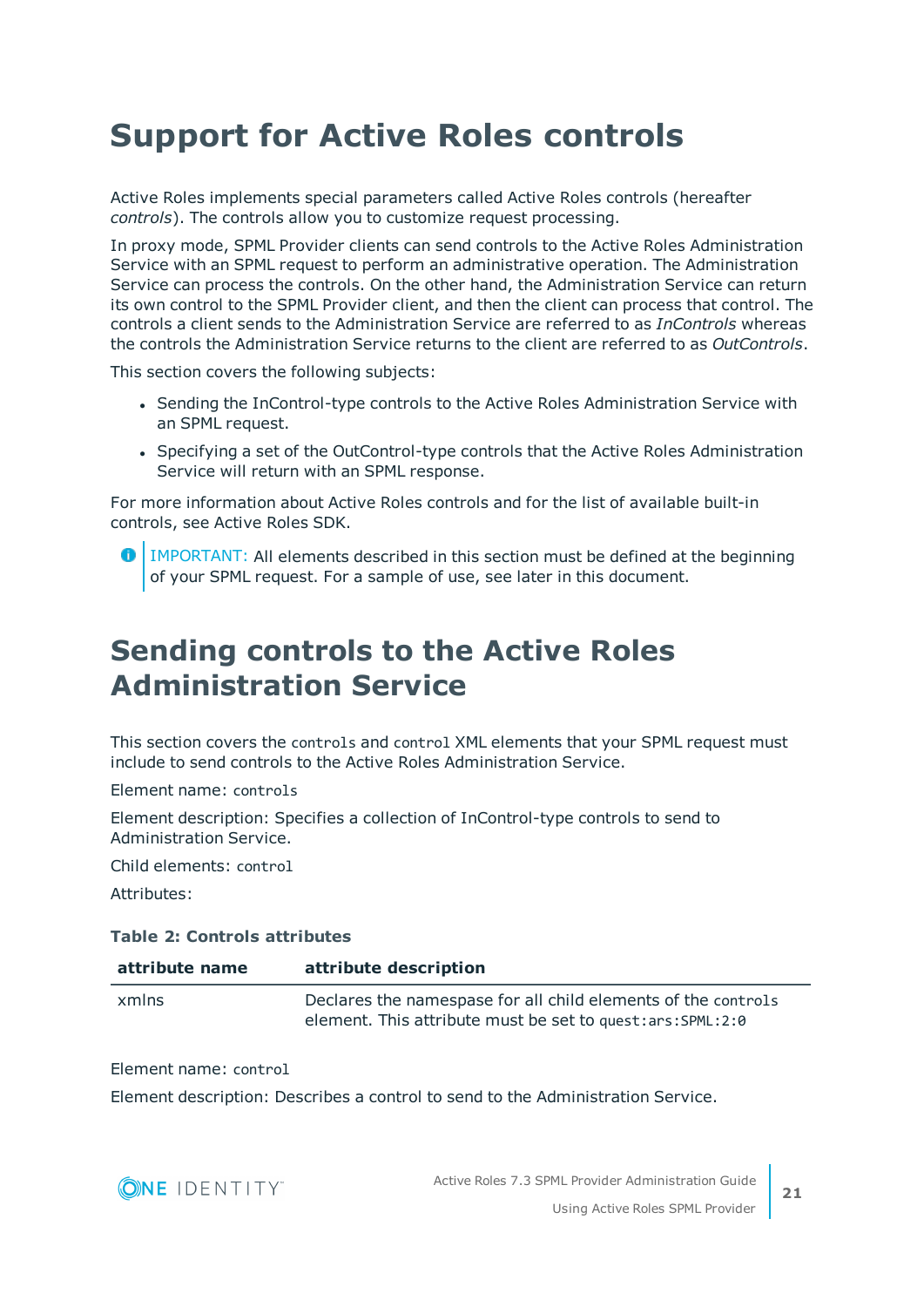# Support for Active Roles controls

Active Roles implements special parameters called Active Roles controls (hereafter *controls*). The controls allow you to customize request processing.

In proxy mode, SPML Provider clients can send controls to the Active Roles Administration Service with an SPML request to perform an administrative operation. The Administration Service can process the controls. On the other hand, the Administration Service can return its own control to the SPML Provider client, and then the client can process that control. The controls a client sends to the Administration Service are referred to as *InControls* whereas the controls the Administration Service returns to the client are referred to as *OutControls*.

This section covers the following subjects:

- Sending the InControl-type controls to the Active Roles Administration Service with an SPML request.
- Specifying a set of the OutControl-type controls that the Active Roles Administration Service will return with an SPML response.

For more information about Active Roles controls and for the list of available built-in controls, see Active Roles SDK.

IMPORTANT: All elements described in this section must be defined at the beginning of your SPML request. For a sample of use, see later in this document.

# Sending controls to the Active Roles Administration Service

This section covers the `controls` and `control` XML elements that your SPML request must include to send controls to the Active Roles Administration Service.

Element name: `controls`

Element description: Specifies a collection of InControl-type controls to send to Administration Service.

Child elements: `control`

Attributes:

**Table 2: Controls attributes**

| attribute name | attribute description |
|---|---|
| xmlns | Declares the namespase for all child elements of the `controls` element. This attribute must be set to `quest:ars:SPML:2:0` |

Element name: `control`

Element description: Describes a control to send to the Administration Service.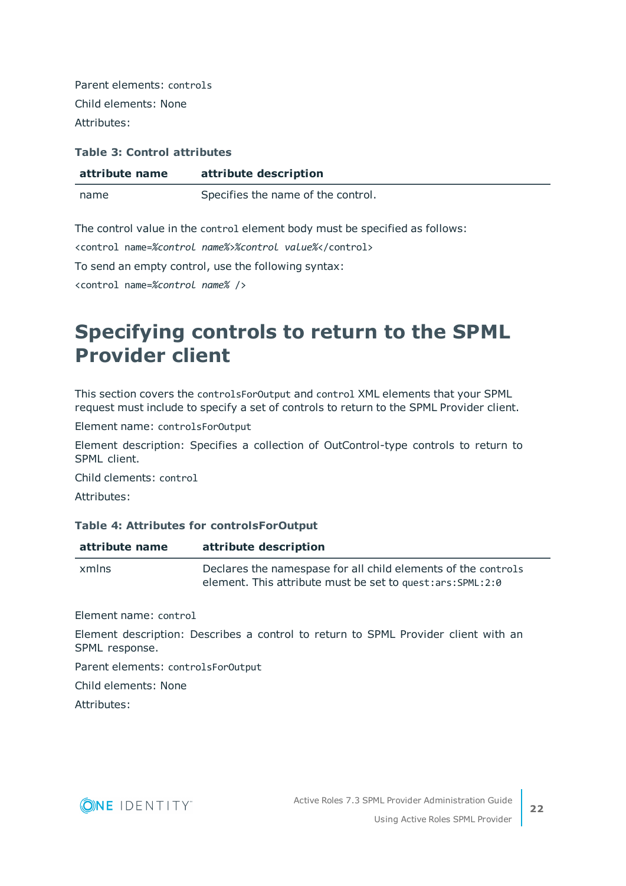Parent elements: `controls`

Child elements: None

Attributes:

**Table 3: Control attributes**

| attribute name | attribute description |
|---|---|
| name | Specifies the name of the control. |

The control value in the `control` element body must be specified as follows:

`<control name=`*`%control name%`*`>`*`%control value%`*`</control>`

To send an empty control, use the following syntax:

`<control name=`*`%control name%`*` />`

# Specifying controls to return to the SPML Provider client

This section covers the `controlsForOutput` and `control` XML elements that your SPML request must include to specify a set of controls to return to the SPML Provider client.

Element name: `controlsForOutput`

Element description: Specifies a collection of OutControl-type controls to return to SPML client.

Child clements: `control`

Attributes:

**Table 4: Attributes for controlsForOutput**

| attribute name | attribute description |
|---|---|
| xmlns | Declares the namespase for all child elements of the `controls` element. This attribute must be set to `quest:ars:SPML:2:0` |

Element name: `control`

Element description: Describes a control to return to SPML Provider client with an SPML response.

Parent elements: `controlsForOutput`

Child elements: None

Attributes: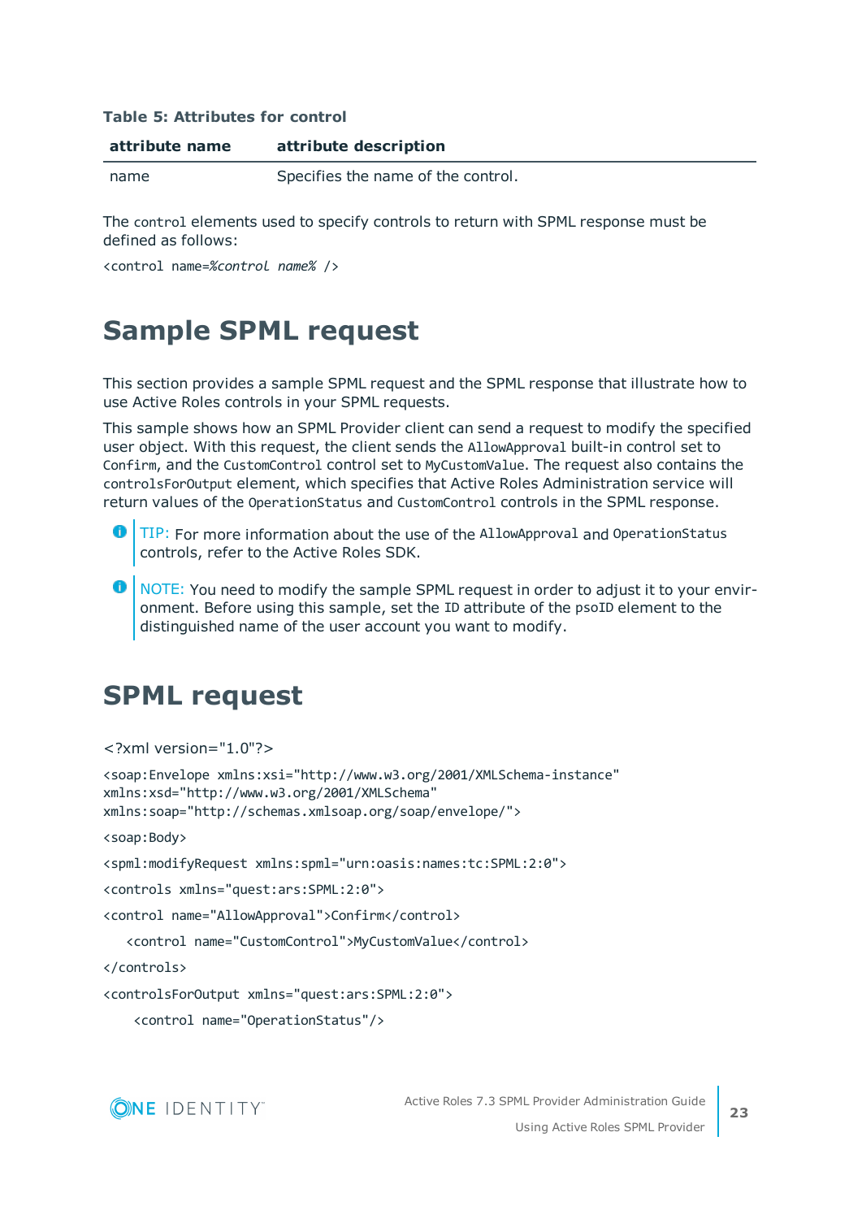**Table 5: Attributes for control**

| attribute name | attribute description |
|---|---|
| name | Specifies the name of the control. |

The `control` elements used to specify controls to return with SPML response must be defined as follows:

```
<control name=%control name% />
```

# Sample SPML request

This section provides a sample SPML request and the SPML response that illustrate how to use Active Roles controls in your SPML requests.

This sample shows how an SPML Provider client can send a request to modify the specified user object. With this request, the client sends the `AllowApproval` built-in control set to `Confirm`, and the `CustomControl` control set to `MyCustomValue`. The request also contains the `controlsForOutput` element, which specifies that Active Roles Administration service will return values of the `OperationStatus` and `CustomControl` controls in the SPML response.

> TIP: For more information about the use of the `AllowApproval` and `OperationStatus` controls, refer to the Active Roles SDK.

> NOTE: You need to modify the sample SPML request in order to adjust it to your environment. Before using this sample, set the `ID` attribute of the `psoID` element to the distinguished name of the user account you want to modify.

# SPML request

```
<?xml version="1.0"?>
<soap:Envelope xmlns:xsi="http://www.w3.org/2001/XMLSchema-instance"
xmlns:xsd="http://www.w3.org/2001/XMLSchema"
xmlns:soap="http://schemas.xmlsoap.org/soap/envelope/">
<soap:Body>
<spml:modifyRequest xmlns:spml="urn:oasis:names:tc:SPML:2:0">
<controls xmlns="quest:ars:SPML:2:0">
<control name="AllowApproval">Confirm</control>
   <control name="CustomControl">MyCustomValue</control>
</controls>
<controlsForOutput xmlns="quest:ars:SPML:2:0">
    <control name="OperationStatus"/>
```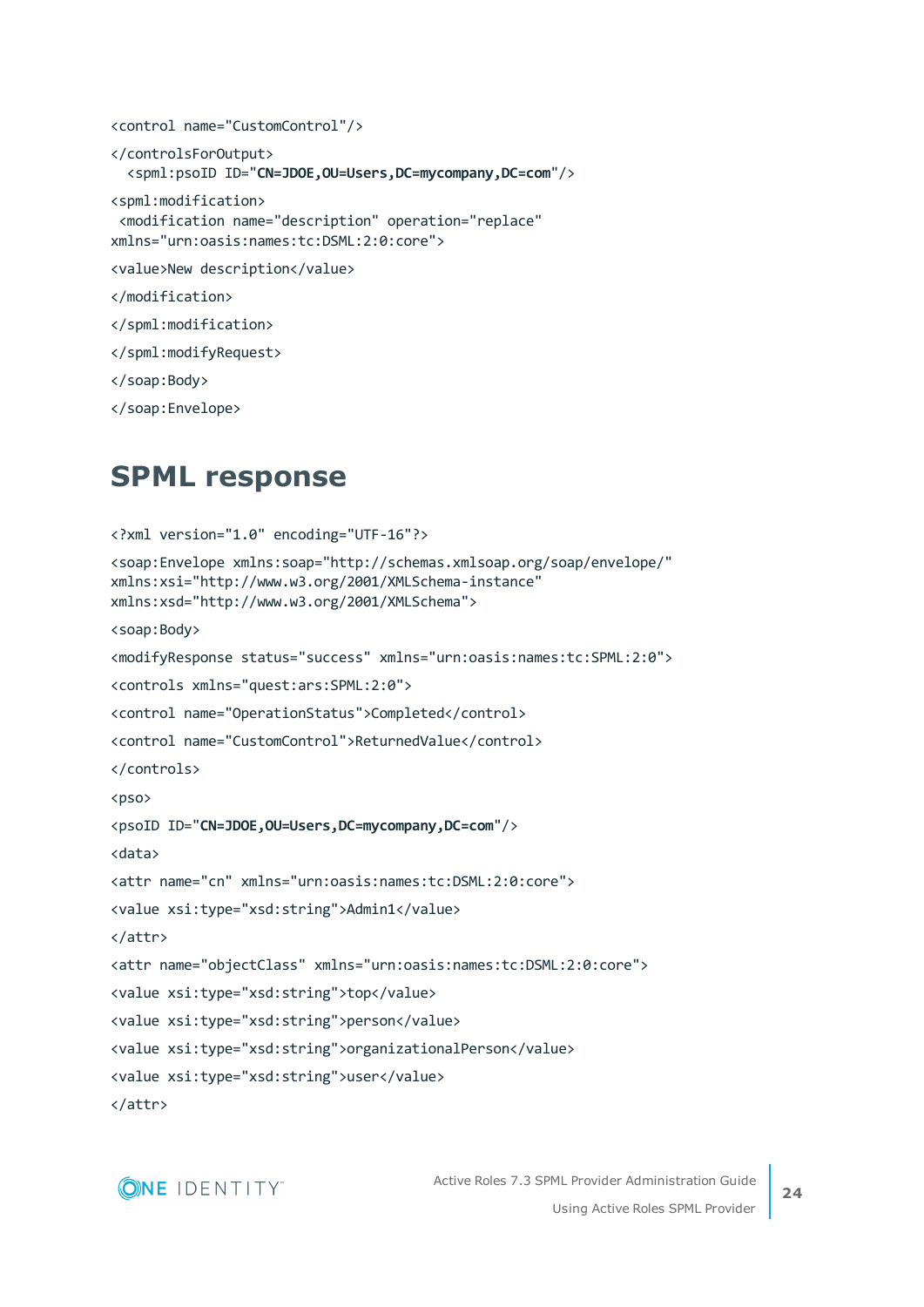```
<control name="CustomControl"/>
</controlsForOutput>
  <spml:psoID ID="CN=JDOE,OU=Users,DC=mycompany,DC=com"/>
<spml:modification>
 <modification name="description" operation="replace"
xmlns="urn:oasis:names:tc:DSML:2:0:core">
<value>New description</value>
</modification>
</spml:modification>
</spml:modifyRequest>
</soap:Body>
</soap:Envelope>
```

## SPML response

```
<?xml version="1.0" encoding="UTF-16"?>
<soap:Envelope xmlns:soap="http://schemas.xmlsoap.org/soap/envelope/"
xmlns:xsi="http://www.w3.org/2001/XMLSchema-instance"
xmlns:xsd="http://www.w3.org/2001/XMLSchema">
<soap:Body>
<modifyResponse status="success" xmlns="urn:oasis:names:tc:SPML:2:0">
<controls xmlns="quest:ars:SPML:2:0">
<control name="OperationStatus">Completed</control>
<control name="CustomControl">ReturnedValue</control>
</controls>
<pso>
<psoID ID="CN=JDOE,OU=Users,DC=mycompany,DC=com"/>
<data>
<attr name="cn" xmlns="urn:oasis:names:tc:DSML:2:0:core">
<value xsi:type="xsd:string">Admin1</value>
</attr>
<attr name="objectClass" xmlns="urn:oasis:names:tc:DSML:2:0:core">
<value xsi:type="xsd:string">top</value>
<value xsi:type="xsd:string">person</value>
<value xsi:type="xsd:string">organizationalPerson</value>
<value xsi:type="xsd:string">user</value>
</attr>
```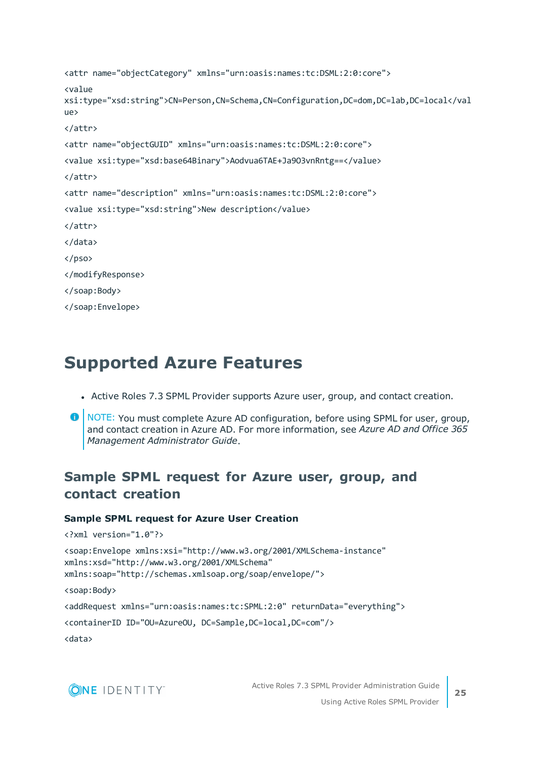```
<attr name="objectCategory" xmlns="urn:oasis:names:tc:DSML:2:0:core">
<value
xsi:type="xsd:string">CN=Person,CN=Schema,CN=Configuration,DC=dom,DC=lab,DC=local</val
ue>
</attr>
<attr name="objectGUID" xmlns="urn:oasis:names:tc:DSML:2:0:core">
<value xsi:type="xsd:base64Binary">Aodvua6TAE+Ja9O3vnRntg==</value>
</attr>
<attr name="description" xmlns="urn:oasis:names:tc:DSML:2:0:core">
<value xsi:type="xsd:string">New description</value>
</attr>
</data>
</pso>
</modifyResponse>
</soap:Body>
</soap:Envelope>
```

# Supported Azure Features

- Active Roles 7.3 SPML Provider supports Azure user, group, and contact creation.

NOTE: You must complete Azure AD configuration, before using SPML for user, group, and contact creation in Azure AD. For more information, see *Azure AD and Office 365 Management Administrator Guide*.

## Sample SPML request for Azure user, group, and contact creation

### Sample SPML request for Azure User Creation

```
<?xml version="1.0"?>
<soap:Envelope xmlns:xsi="http://www.w3.org/2001/XMLSchema-instance"
xmlns:xsd="http://www.w3.org/2001/XMLSchema"
xmlns:soap="http://schemas.xmlsoap.org/soap/envelope/">
<soap:Body>
<addRequest xmlns="urn:oasis:names:tc:SPML:2:0" returnData="everything">
<containerID ID="OU=AzureOU, DC=Sample,DC=local,DC=com"/>
<data>
```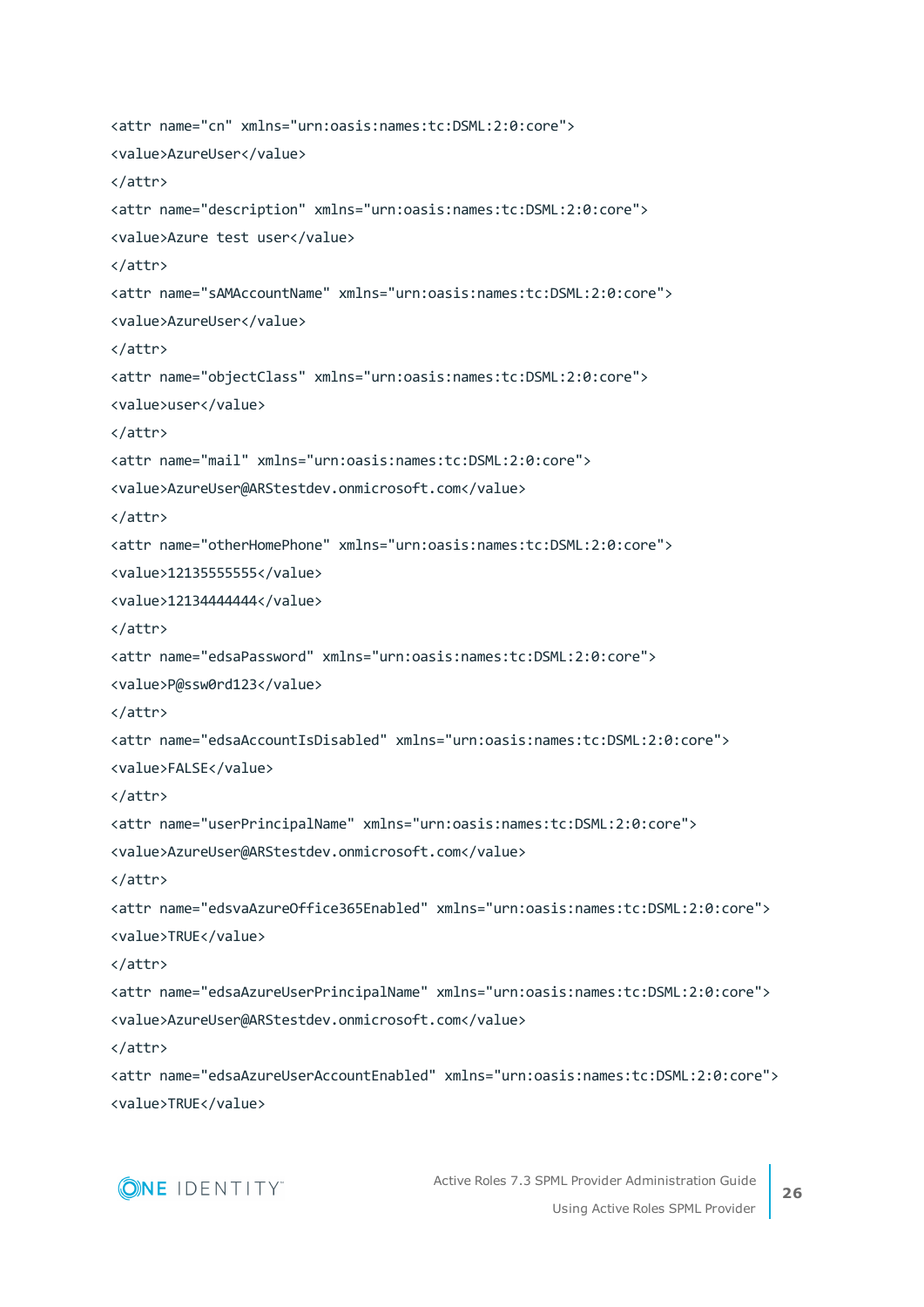```
<attr name="cn" xmlns="urn:oasis:names:tc:DSML:2:0:core">
<value>AzureUser</value>
</attr>
<attr name="description" xmlns="urn:oasis:names:tc:DSML:2:0:core">
<value>Azure test user</value>
</attr>
<attr name="sAMAccountName" xmlns="urn:oasis:names:tc:DSML:2:0:core">
<value>AzureUser</value>
</attr>
<attr name="objectClass" xmlns="urn:oasis:names:tc:DSML:2:0:core">
<value>user</value>
</attr>
<attr name="mail" xmlns="urn:oasis:names:tc:DSML:2:0:core">
<value>AzureUser@ARStestdev.onmicrosoft.com</value>
</attr>
<attr name="otherHomePhone" xmlns="urn:oasis:names:tc:DSML:2:0:core">
<value>12135555555</value>
<value>12134444444</value>
</attr>
<attr name="edsaPassword" xmlns="urn:oasis:names:tc:DSML:2:0:core">
<value>P@ssw0rd123</value>
</attr>
<attr name="edsaAccountIsDisabled" xmlns="urn:oasis:names:tc:DSML:2:0:core">
<value>FALSE</value>
</attr>
<attr name="userPrincipalName" xmlns="urn:oasis:names:tc:DSML:2:0:core">
<value>AzureUser@ARStestdev.onmicrosoft.com</value>
</attr>
<attr name="edsvaAzureOffice365Enabled" xmlns="urn:oasis:names:tc:DSML:2:0:core">
<value>TRUE</value>
</attr>
<attr name="edsaAzureUserPrincipalName" xmlns="urn:oasis:names:tc:DSML:2:0:core">
<value>AzureUser@ARStestdev.onmicrosoft.com</value>
</attr>
<attr name="edsaAzureUserAccountEnabled" xmlns="urn:oasis:names:tc:DSML:2:0:core">
<value>TRUE</value>
```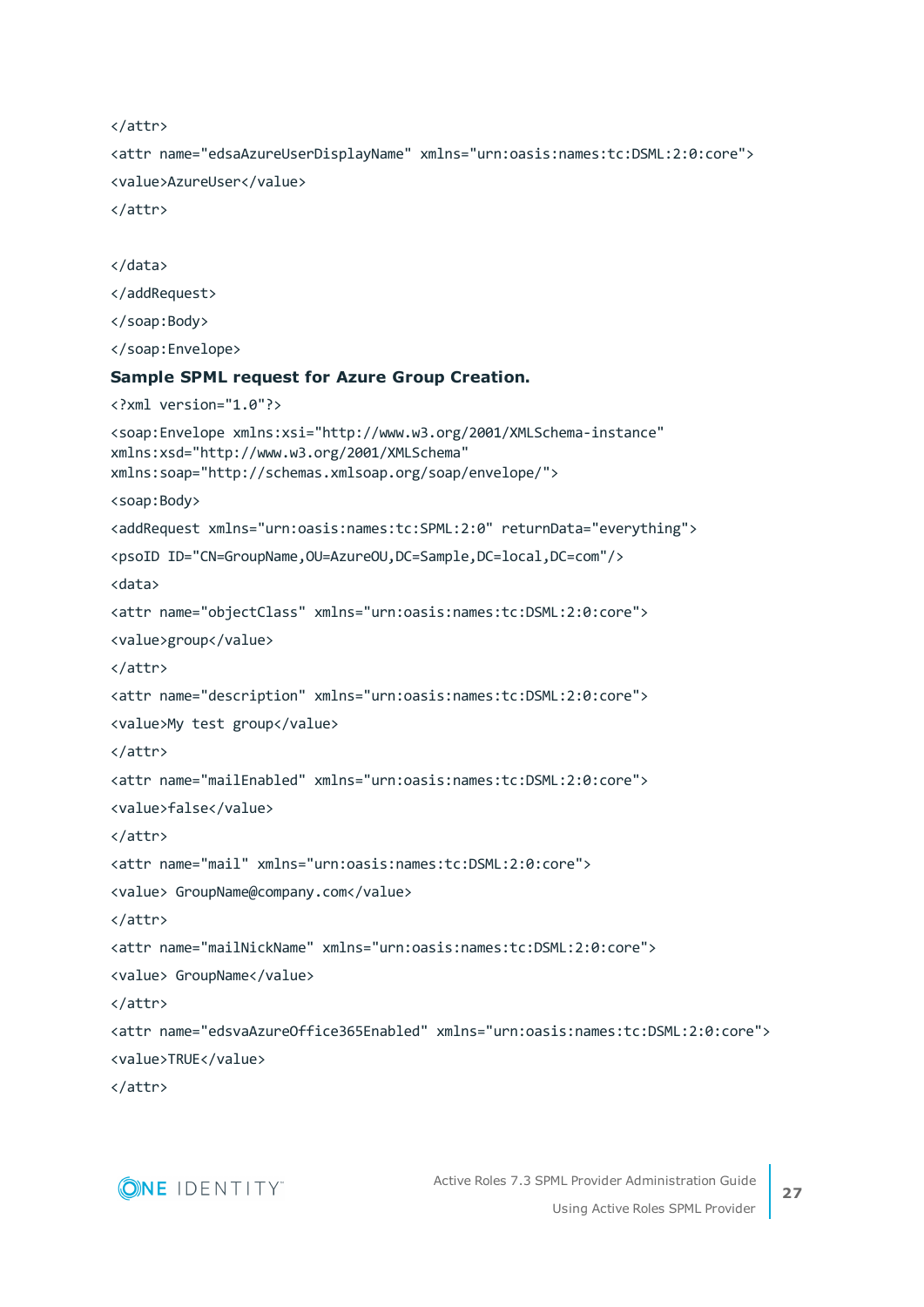```
</attr>
<attr name="edsaAzureUserDisplayName" xmlns="urn:oasis:names:tc:DSML:2:0:core">
<value>AzureUser</value>
</attr>

</data>
</addRequest>
</soap:Body>
</soap:Envelope>
```

**Sample SPML request for Azure Group Creation.**

```
<?xml version="1.0"?>
<soap:Envelope xmlns:xsi="http://www.w3.org/2001/XMLSchema-instance"
xmlns:xsd="http://www.w3.org/2001/XMLSchema"
xmlns:soap="http://schemas.xmlsoap.org/soap/envelope/">
<soap:Body>
<addRequest xmlns="urn:oasis:names:tc:SPML:2:0" returnData="everything">
<psoID ID="CN=GroupName,OU=AzureOU,DC=Sample,DC=local,DC=com"/>
<data>
<attr name="objectClass" xmlns="urn:oasis:names:tc:DSML:2:0:core">
<value>group</value>
</attr>
<attr name="description" xmlns="urn:oasis:names:tc:DSML:2:0:core">
<value>My test group</value>
</attr>
<attr name="mailEnabled" xmlns="urn:oasis:names:tc:DSML:2:0:core">
<value>false</value>
</attr>
<attr name="mail" xmlns="urn:oasis:names:tc:DSML:2:0:core">
<value> GroupName@company.com</value>
</attr>
<attr name="mailNickName" xmlns="urn:oasis:names:tc:DSML:2:0:core">
<value> GroupName</value>
</attr>
<attr name="edsvaAzureOffice365Enabled" xmlns="urn:oasis:names:tc:DSML:2:0:core">
<value>TRUE</value>
</attr>
```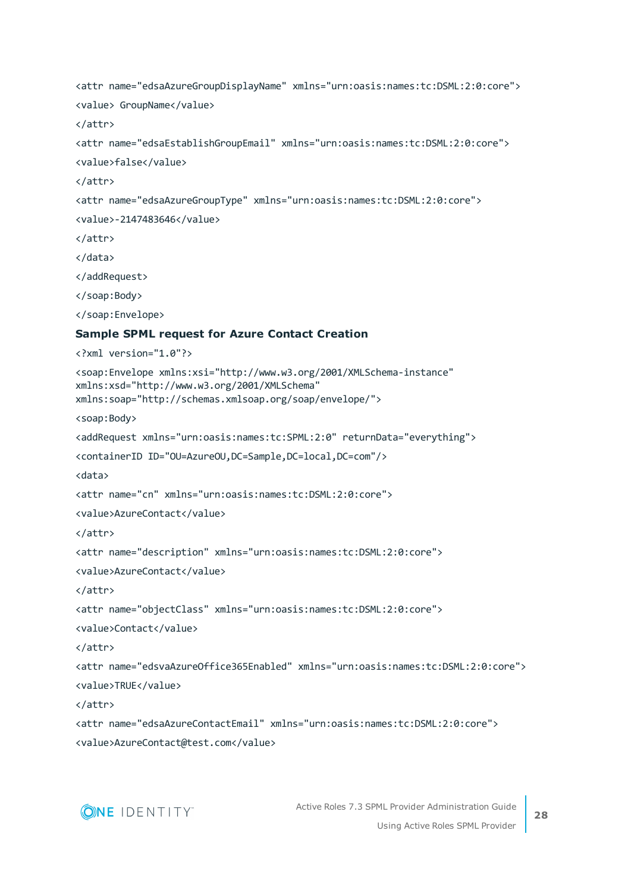```
<attr name="edsaAzureGroupDisplayName" xmlns="urn:oasis:names:tc:DSML:2:0:core">
<value> GroupName</value>
</attr>
<attr name="edsaEstablishGroupEmail" xmlns="urn:oasis:names:tc:DSML:2:0:core">
<value>false</value>
</attr>
<attr name="edsaAzureGroupType" xmlns="urn:oasis:names:tc:DSML:2:0:core">
<value>-2147483646</value>
</attr>
</data>
</addRequest>
</soap:Body>
</soap:Envelope>
```

### Sample SPML request for Azure Contact Creation

```
<?xml version="1.0"?>
<soap:Envelope xmlns:xsi="http://www.w3.org/2001/XMLSchema-instance"
xmlns:xsd="http://www.w3.org/2001/XMLSchema"
xmlns:soap="http://schemas.xmlsoap.org/soap/envelope/">
<soap:Body>
<addRequest xmlns="urn:oasis:names:tc:SPML:2:0" returnData="everything">
<containerID ID="OU=AzureOU,DC=Sample,DC=local,DC=com"/>
<data>
<attr name="cn" xmlns="urn:oasis:names:tc:DSML:2:0:core">
<value>AzureContact</value>
</attr>
<attr name="description" xmlns="urn:oasis:names:tc:DSML:2:0:core">
<value>AzureContact</value>
</attr>
<attr name="objectClass" xmlns="urn:oasis:names:tc:DSML:2:0:core">
<value>Contact</value>
</attr>
<attr name="edsvaAzureOffice365Enabled" xmlns="urn:oasis:names:tc:DSML:2:0:core">
<value>TRUE</value>
</attr>
<attr name="edsaAzureContactEmail" xmlns="urn:oasis:names:tc:DSML:2:0:core">
<value>AzureContact@test.com</value>
```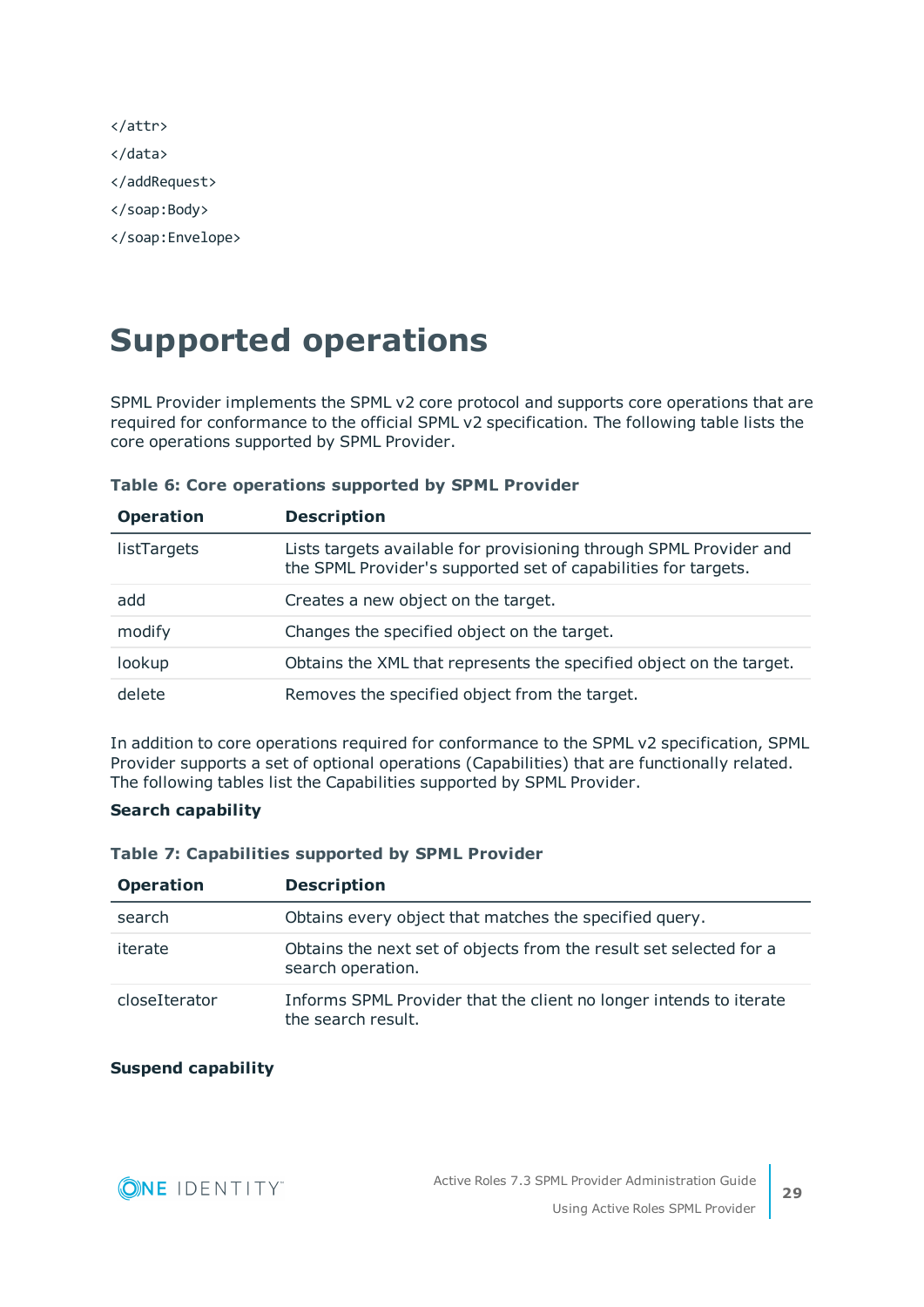```
</attr>
</data>
</addRequest>
</soap:Body>
</soap:Envelope>
```

# Supported operations

SPML Provider implements the SPML v2 core protocol and supports core operations that are required for conformance to the official SPML v2 specification. The following table lists the core operations supported by SPML Provider.

**Table 6: Core operations supported by SPML Provider**

| Operation | Description |
|---|---|
| listTargets | Lists targets available for provisioning through SPML Provider and the SPML Provider's supported set of capabilities for targets. |
| add | Creates a new object on the target. |
| modify | Changes the specified object on the target. |
| lookup | Obtains the XML that represents the specified object on the target. |
| delete | Removes the specified object from the target. |

In addition to core operations required for conformance to the SPML v2 specification, SPML Provider supports a set of optional operations (Capabilities) that are functionally related. The following tables list the Capabilities supported by SPML Provider.

**Search capability**

**Table 7: Capabilities supported by SPML Provider**

| Operation | Description |
|---|---|
| search | Obtains every object that matches the specified query. |
| iterate | Obtains the next set of objects from the result set selected for a search operation. |
| closeIterator | Informs SPML Provider that the client no longer intends to iterate the search result. |

**Suspend capability**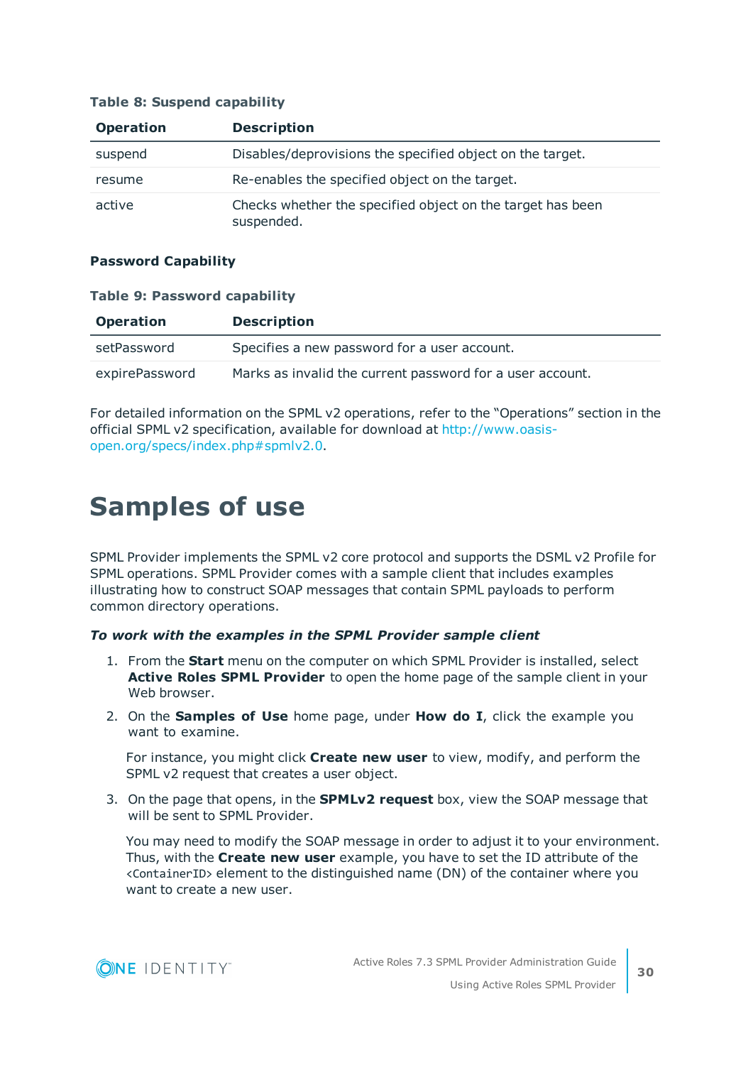**Table 8: Suspend capability**

| Operation | Description |
|---|---|
| suspend | Disables/deprovisions the specified object on the target. |
| resume | Re-enables the specified object on the target. |
| active | Checks whether the specified object on the target has been suspended. |

**Password Capability**

**Table 9: Password capability**

| Operation | Description |
|---|---|
| setPassword | Specifies a new password for a user account. |
| expirePassword | Marks as invalid the current password for a user account. |

For detailed information on the SPML v2 operations, refer to the "Operations" section in the official SPML v2 specification, available for download at http://www.oasis-open.org/specs/index.php#spmlv2.0.

# Samples of use

SPML Provider implements the SPML v2 core protocol and supports the DSML v2 Profile for SPML operations. SPML Provider comes with a sample client that includes examples illustrating how to construct SOAP messages that contain SPML payloads to perform common directory operations.

***To work with the examples in the SPML Provider sample client***

1. From the **Start** menu on the computer on which SPML Provider is installed, select **Active Roles SPML Provider** to open the home page of the sample client in your Web browser.
2. On the **Samples of Use** home page, under **How do I**, click the example you want to examine.

   For instance, you might click **Create new user** to view, modify, and perform the SPML v2 request that creates a user object.
3. On the page that opens, in the **SPMLv2 request** box, view the SOAP message that will be sent to SPML Provider.

   You may need to modify the SOAP message in order to adjust it to your environment. Thus, with the **Create new user** example, you have to set the ID attribute of the `<ContainerID>` element to the distinguished name (DN) of the container where you want to create a new user.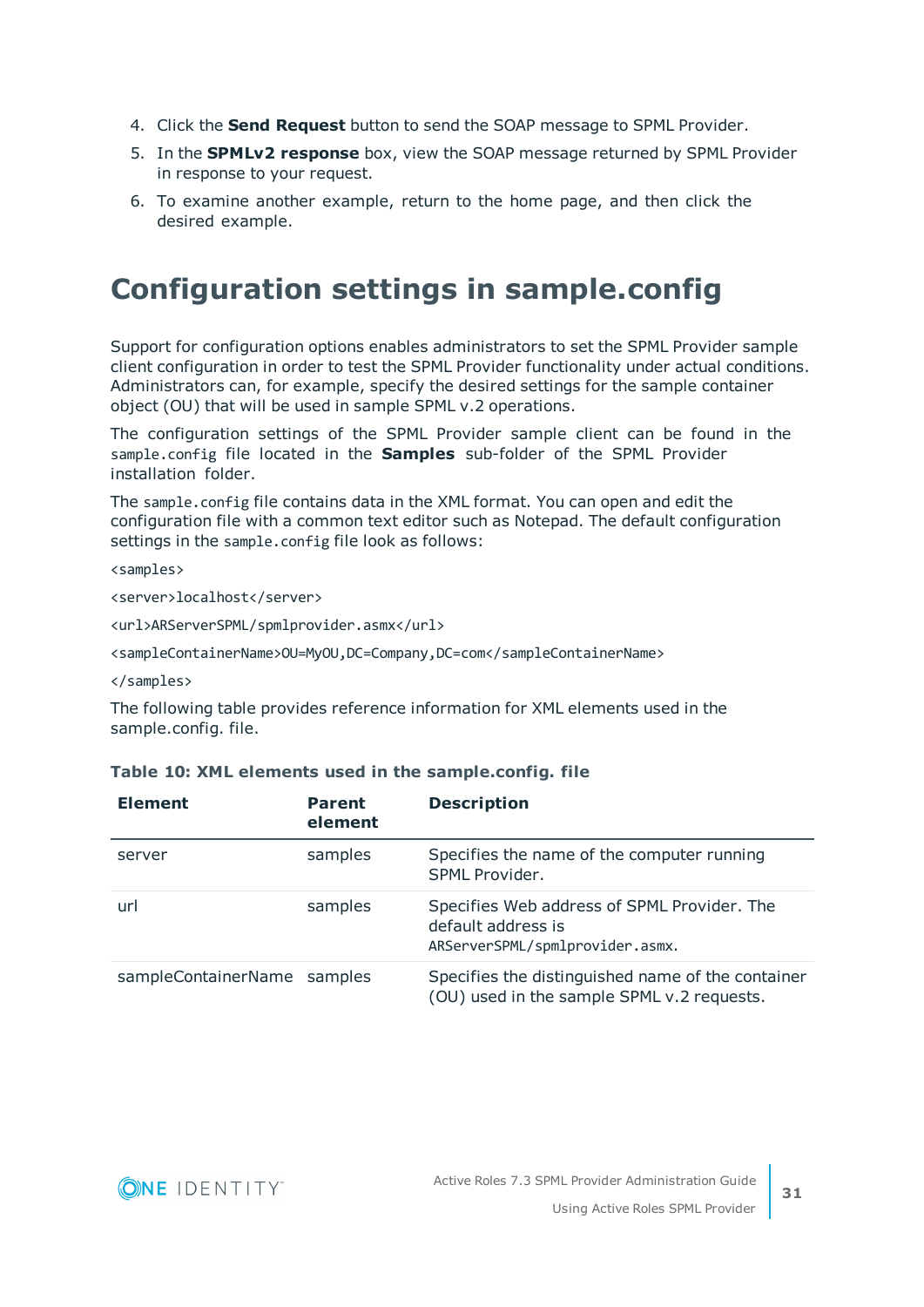4. Click the **Send Request** button to send the SOAP message to SPML Provider.
5. In the **SPMLv2 response** box, view the SOAP message returned by SPML Provider in response to your request.
6. To examine another example, return to the home page, and then click the desired example.

# Configuration settings in sample.config

Support for configuration options enables administrators to set the SPML Provider sample client configuration in order to test the SPML Provider functionality under actual conditions. Administrators can, for example, specify the desired settings for the sample container object (OU) that will be used in sample SPML v.2 operations.

The configuration settings of the SPML Provider sample client can be found in the `sample.config` file located in the **Samples** sub-folder of the SPML Provider installation folder.

The `sample.config` file contains data in the XML format. You can open and edit the configuration file with a common text editor such as Notepad. The default configuration settings in the `sample.config` file look as follows:

```
<samples>
<server>localhost</server>
<url>ARServerSPML/spmlprovider.asmx</url>
<sampleContainerName>OU=MyOU,DC=Company,DC=com</sampleContainerName>
</samples>
```

The following table provides reference information for XML elements used in the sample.config. file.

**Table 10: XML elements used in the sample.config. file**

| Element | Parent element | Description |
|---|---|---|
| server | samples | Specifies the name of the computer running SPML Provider. |
| url | samples | Specifies Web address of SPML Provider. The default address is `ARServerSPML/spmlprovider.asmx`. |
| sampleContainerName | samples | Specifies the distinguished name of the container (OU) used in the sample SPML v.2 requests. |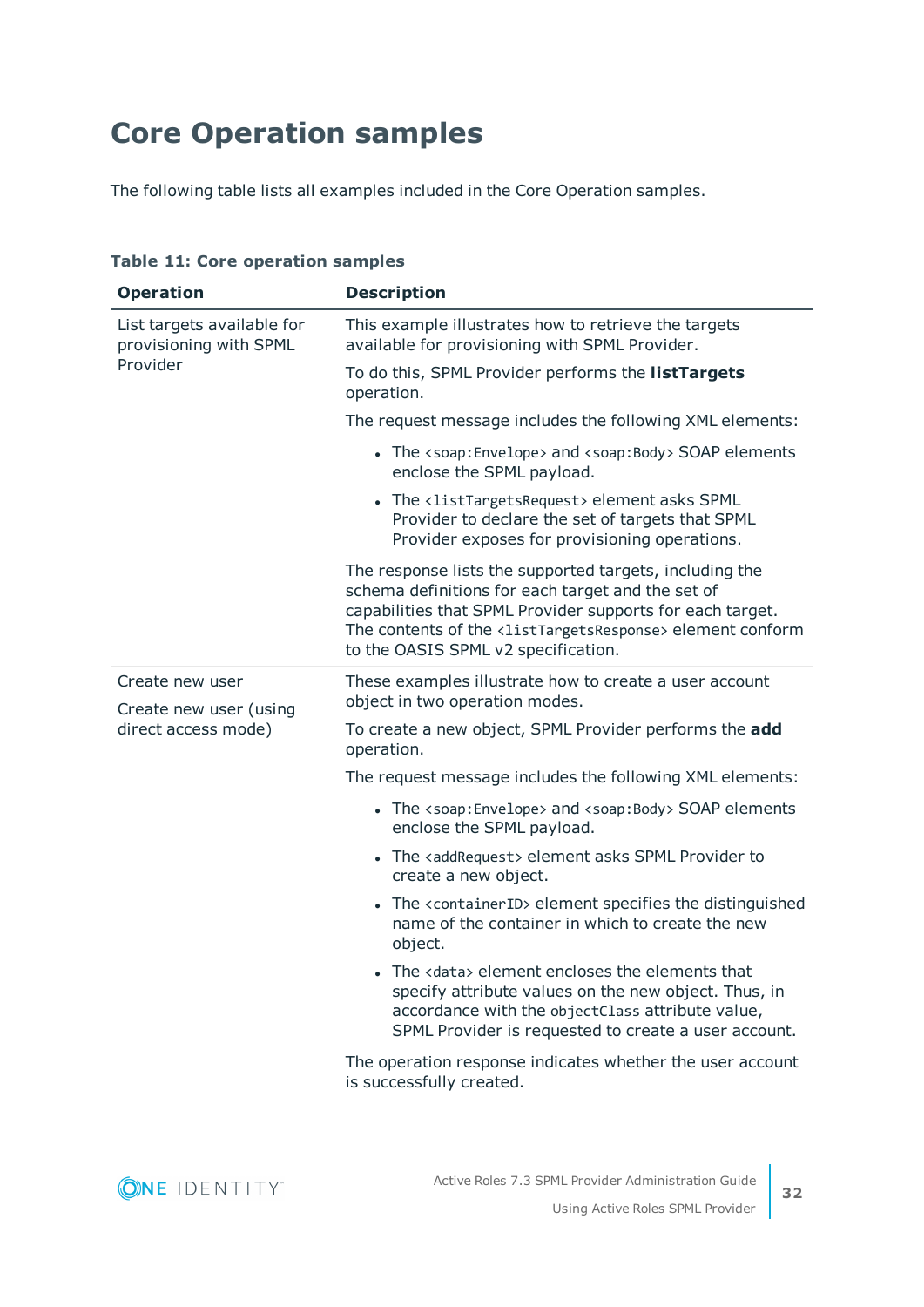# Core Operation samples

The following table lists all examples included in the Core Operation samples.

**Table 11: Core operation samples**

| Operation | Description |
|---|---|
| List targets available for provisioning with SPML Provider | This example illustrates how to retrieve the targets available for provisioning with SPML Provider.<br><br>To do this, SPML Provider performs the **listTargets** operation.<br><br>The request message includes the following XML elements:<br><br>• The `<soap:Envelope>` and `<soap:Body>` SOAP elements enclose the SPML payload.<br>• The `<listTargetsRequest>` element asks SPML Provider to declare the set of targets that SPML Provider exposes for provisioning operations.<br><br>The response lists the supported targets, including the schema definitions for each target and the set of capabilities that SPML Provider supports for each target. The contents of the `<listTargetsResponse>` element conform to the OASIS SPML v2 specification. |
| Create new user<br><br>Create new user (using direct access mode) | These examples illustrate how to create a user account object in two operation modes.<br><br>To create a new object, SPML Provider performs the **add** operation.<br><br>The request message includes the following XML elements:<br><br>• The `<soap:Envelope>` and `<soap:Body>` SOAP elements enclose the SPML payload.<br>• The `<addRequest>` element asks SPML Provider to create a new object.<br>• The `<containerID>` element specifies the distinguished name of the container in which to create the new object.<br>• The `<data>` element encloses the elements that specify attribute values on the new object. Thus, in accordance with the `objectClass` attribute value, SPML Provider is requested to create a user account.<br><br>The operation response indicates whether the user account is successfully created. |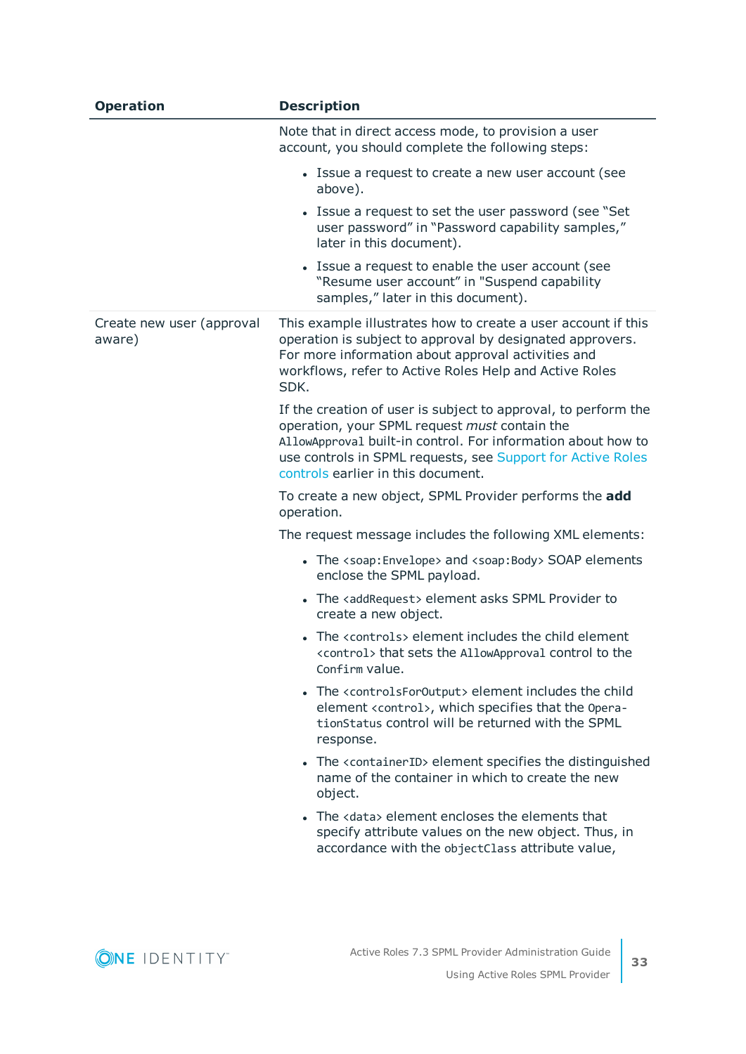| Operation | Description |
| --- | --- |
| | Note that in direct access mode, to provision a user account, you should complete the following steps:<br><br>• Issue a request to create a new user account (see above).<br>• Issue a request to set the user password (see “Set user password” in “Password capability samples,” later in this document).<br>• Issue a request to enable the user account (see “Resume user account” in "Suspend capability samples,” later in this document). |
| Create new user (approval aware) | This example illustrates how to create a user account if this operation is subject to approval by designated approvers. For more information about approval activities and workflows, refer to Active Roles Help and Active Roles SDK.<br><br>If the creation of user is subject to approval, to perform the operation, your SPML request *must* contain the `AllowApproval` built-in control. For information about how to use controls in SPML requests, see Support for Active Roles controls earlier in this document.<br><br>To create a new object, SPML Provider performs the **add** operation.<br><br>The request message includes the following XML elements:<br><br>• The `<soap:Envelope>` and `<soap:Body>` SOAP elements enclose the SPML payload.<br>• The `<addRequest>` element asks SPML Provider to create a new object.<br>• The `<controls>` element includes the child element `<control>` that sets the `AllowApproval` control to the `Confirm` value.<br>• The `<controlsForOutput>` element includes the child element `<control>`, which specifies that the `OperationStatus` control will be returned with the SPML response.<br>• The `<containerID>` element specifies the distinguished name of the container in which to create the new object.<br>• The `<data>` element encloses the elements that specify attribute values on the new object. Thus, in accordance with the `objectClass` attribute value, |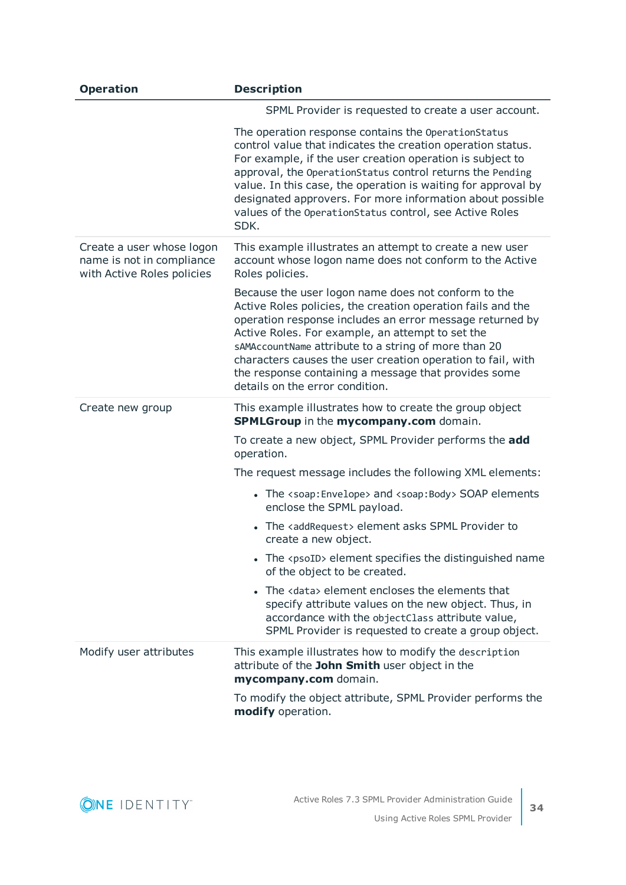| Operation | Description |
|---|---|
| | SPML Provider is requested to create a user account.<br><br>The operation response contains the `OperationStatus` control value that indicates the creation operation status. For example, if the user creation operation is subject to approval, the `OperationStatus` control returns the `Pending` value. In this case, the operation is waiting for approval by designated approvers. For more information about possible values of the `OperationStatus` control, see Active Roles SDK. |
| Create a user whose logon name is not in compliance with Active Roles policies | This example illustrates an attempt to create a new user account whose logon name does not conform to the Active Roles policies.<br><br>Because the user logon name does not conform to the Active Roles policies, the creation operation fails and the operation response includes an error message returned by Active Roles. For example, an attempt to set the `sAMAccountName` attribute to a string of more than 20 characters causes the user creation operation to fail, with the response containing a message that provides some details on the error condition. |
| Create new group | This example illustrates how to create the group object **SPMLGroup** in the **mycompany.com** domain.<br><br>To create a new object, SPML Provider performs the **add** operation.<br><br>The request message includes the following XML elements:<br><br>• The `<soap:Envelope>` and `<soap:Body>` SOAP elements enclose the SPML payload.<br>• The `<addRequest>` element asks SPML Provider to create a new object.<br>• The `<psoID>` element specifies the distinguished name of the object to be created.<br>• The `<data>` element encloses the elements that specify attribute values on the new object. Thus, in accordance with the `objectClass` attribute value, SPML Provider is requested to create a group object. |
| Modify user attributes | This example illustrates how to modify the `description` attribute of the **John Smith** user object in the **mycompany.com** domain.<br><br>To modify the object attribute, SPML Provider performs the **modify** operation. |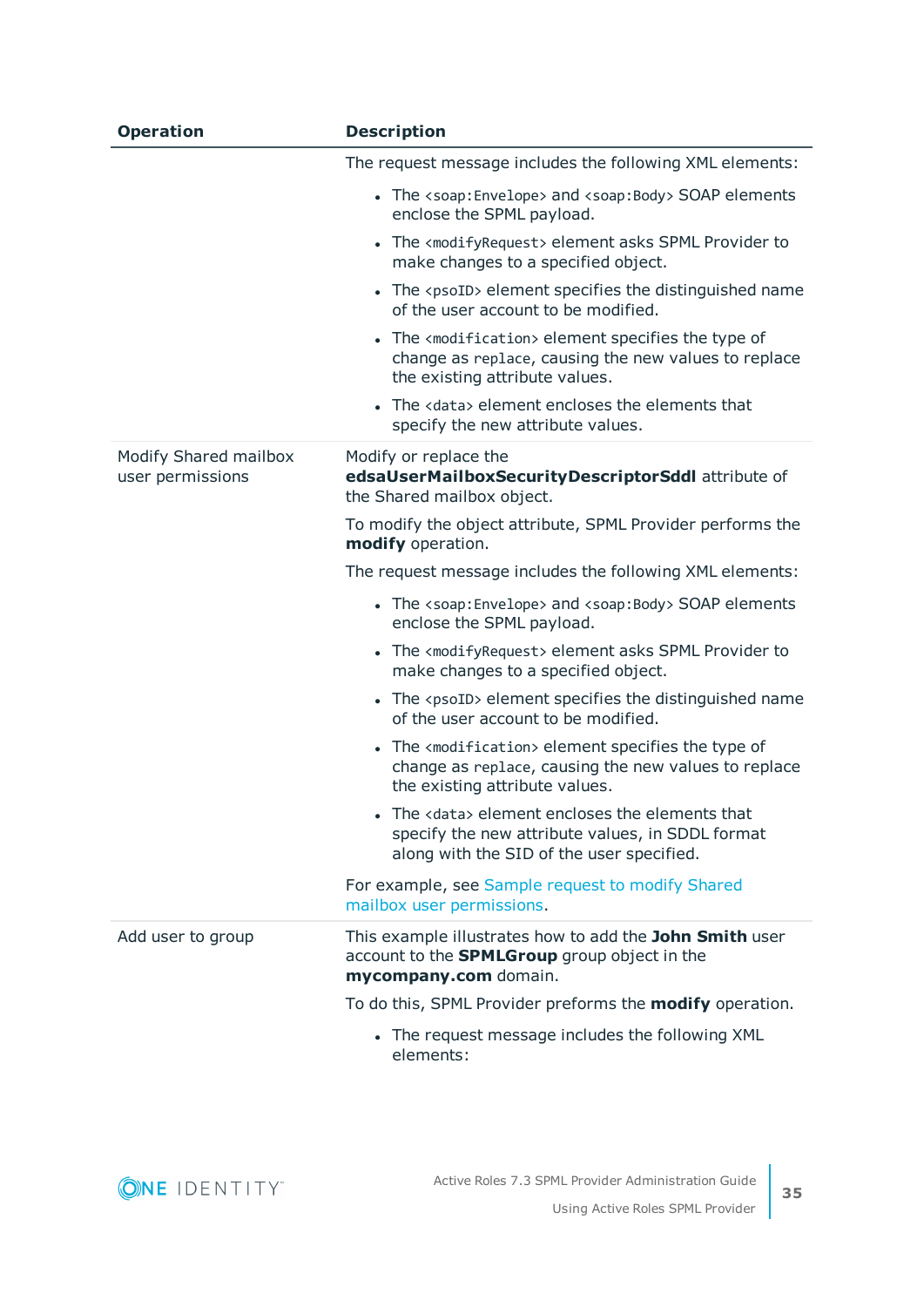| Operation | Description |
|---|---|
| | The request message includes the following XML elements:<br><ul><li>The `<soap:Envelope>` and `<soap:Body>` SOAP elements enclose the SPML payload.</li><li>The `<modifyRequest>` element asks SPML Provider to make changes to a specified object.</li><li>The `<psoID>` element specifies the distinguished name of the user account to be modified.</li><li>The `<modification>` element specifies the type of change as `replace`, causing the new values to replace the existing attribute values.</li><li>The `<data>` element encloses the elements that specify the new attribute values.</li></ul> |
| Modify Shared mailbox user permissions | Modify or replace the **edsaUserMailboxSecurityDescriptorSddl** attribute of the Shared mailbox object.<br><br>To modify the object attribute, SPML Provider performs the **modify** operation.<br><br>The request message includes the following XML elements:<br><ul><li>The `<soap:Envelope>` and `<soap:Body>` SOAP elements enclose the SPML payload.</li><li>The `<modifyRequest>` element asks SPML Provider to make changes to a specified object.</li><li>The `<psoID>` element specifies the distinguished name of the user account to be modified.</li><li>The `<modification>` element specifies the type of change as `replace`, causing the new values to replace the existing attribute values.</li><li>The `<data>` element encloses the elements that specify the new attribute values, in SDDL format along with the SID of the user specified.</li></ul>For example, see Sample request to modify Shared mailbox user permissions. |
| Add user to group | This example illustrates how to add the **John Smith** user account to the **SPMLGroup** group object in the **mycompany.com** domain.<br><br>To do this, SPML Provider preforms the **modify** operation.<br><ul><li>The request message includes the following XML elements:</li></ul> |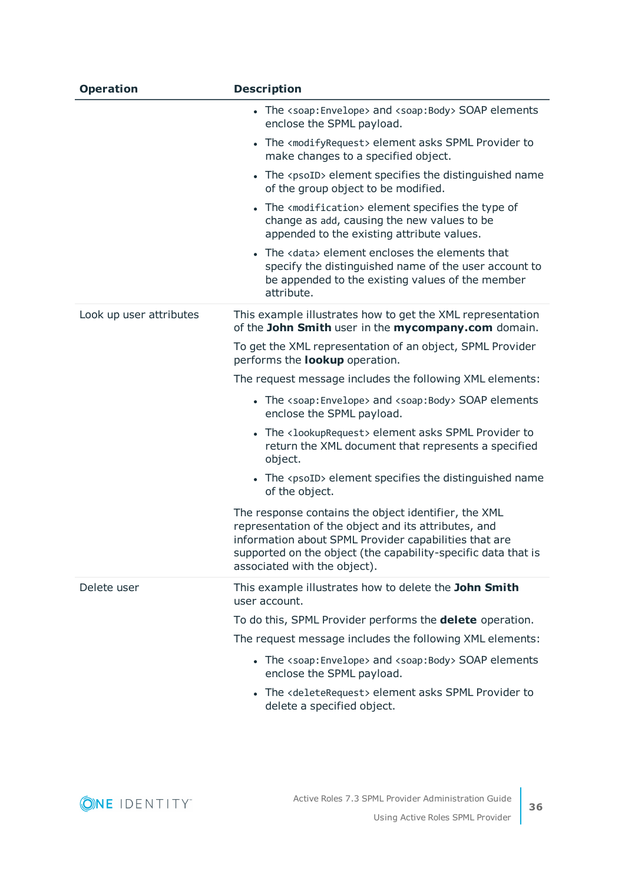| Operation | Description |
| --- | --- |
| | • The `<soap:Envelope>` and `<soap:Body>` SOAP elements enclose the SPML payload.<br>• The `<modifyRequest>` element asks SPML Provider to make changes to a specified object.<br>• The `<psoID>` element specifies the distinguished name of the group object to be modified.<br>• The `<modification>` element specifies the type of change as `add`, causing the new values to be appended to the existing attribute values.<br>• The `<data>` element encloses the elements that specify the distinguished name of the user account to be appended to the existing values of the member attribute. |
| Look up user attributes | This example illustrates how to get the XML representation of the **John Smith** user in the **mycompany.com** domain.<br><br>To get the XML representation of an object, SPML Provider performs the **lookup** operation.<br><br>The request message includes the following XML elements:<br>• The `<soap:Envelope>` and `<soap:Body>` SOAP elements enclose the SPML payload.<br>• The `<lookupRequest>` element asks SPML Provider to return the XML document that represents a specified object.<br>• The `<psoID>` element specifies the distinguished name of the object.<br><br>The response contains the object identifier, the XML representation of the object and its attributes, and information about SPML Provider capabilities that are supported on the object (the capability-specific data that is associated with the object). |
| Delete user | This example illustrates how to delete the **John Smith** user account.<br><br>To do this, SPML Provider performs the **delete** operation.<br><br>The request message includes the following XML elements:<br>• The `<soap:Envelope>` and `<soap:Body>` SOAP elements enclose the SPML payload.<br>• The `<deleteRequest>` element asks SPML Provider to delete a specified object. |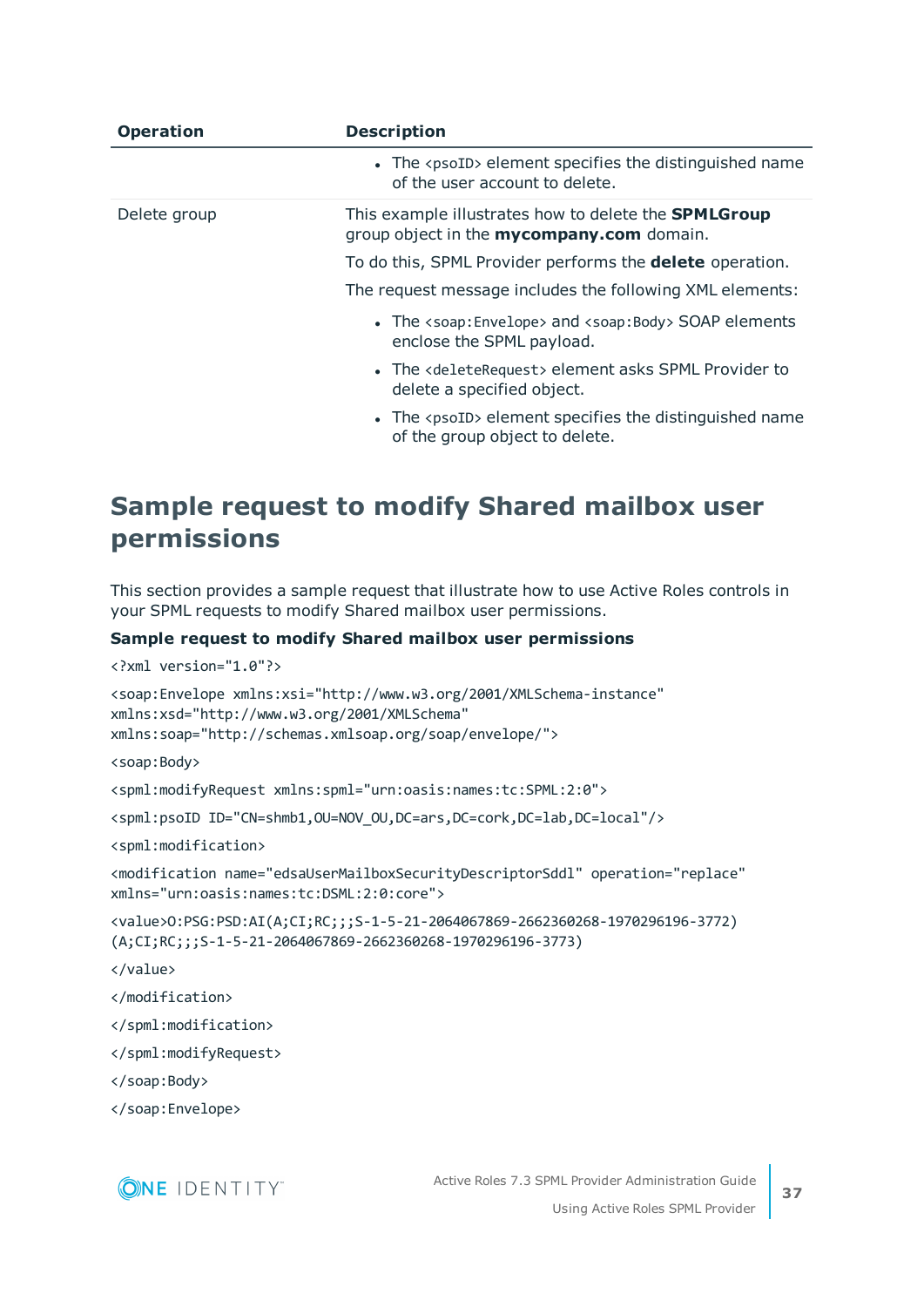| Operation | Description |
|---|---|
| | • The `<psoID>` element specifies the distinguished name of the user account to delete. |
| Delete group | This example illustrates how to delete the **SPMLGroup** group object in the **mycompany.com** domain. To do this, SPML Provider performs the **delete** operation. The request message includes the following XML elements: • The `<soap:Envelope>` and `<soap:Body>` SOAP elements enclose the SPML payload. • The `<deleteRequest>` element asks SPML Provider to delete a specified object. • The `<psoID>` element specifies the distinguished name of the group object to delete. |

## Sample request to modify Shared mailbox user permissions

This section provides a sample request that illustrate how to use Active Roles controls in your SPML requests to modify Shared mailbox user permissions.

**Sample request to modify Shared mailbox user permissions**

```
<?xml version="1.0"?>

<soap:Envelope xmlns:xsi="http://www.w3.org/2001/XMLSchema-instance"
xmlns:xsd="http://www.w3.org/2001/XMLSchema"
xmlns:soap="http://schemas.xmlsoap.org/soap/envelope/">

<soap:Body>

<spml:modifyRequest xmlns:spml="urn:oasis:names:tc:SPML:2:0">

<spml:psoID ID="CN=shmb1,OU=NOV_OU,DC=ars,DC=cork,DC=lab,DC=local"/>

<spml:modification>

<modification name="edsaUserMailboxSecurityDescriptorSddl" operation="replace"
xmlns="urn:oasis:names:tc:DSML:2:0:core">

<value>O:PSG:PSD:AI(A;CI;RC;;;S-1-5-21-2064067869-2662360268-1970296196-3772)
(A;CI;RC;;;S-1-5-21-2064067869-2662360268-1970296196-3773)

</value>

</modification>

</spml:modification>

</spml:modifyRequest>

</soap:Body>

</soap:Envelope>
```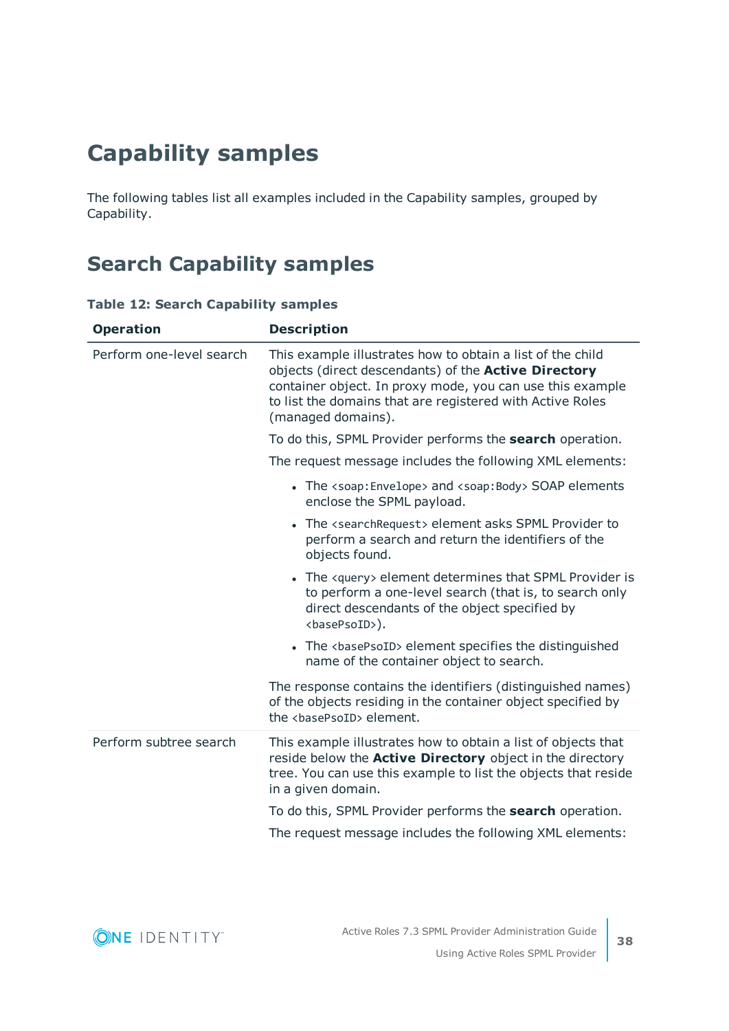# Capability samples

The following tables list all examples included in the Capability samples, grouped by Capability.

## Search Capability samples

**Table 12: Search Capability samples**

| Operation | Description |
|---|---|
| Perform one-level search | This example illustrates how to obtain a list of the child objects (direct descendants) of the **Active Directory** container object. In proxy mode, you can use this example to list the domains that are registered with Active Roles (managed domains).<br><br>To do this, SPML Provider performs the **search** operation.<br><br>The request message includes the following XML elements:<br><br>• The `<soap:Envelope>` and `<soap:Body>` SOAP elements enclose the SPML payload.<br>• The `<searchRequest>` element asks SPML Provider to perform a search and return the identifiers of the objects found.<br>• The `<query>` element determines that SPML Provider is to perform a one-level search (that is, to search only direct descendants of the object specified by `<basePsoID>`).<br>• The `<basePsoID>` element specifies the distinguished name of the container object to search.<br><br>The response contains the identifiers (distinguished names) of the objects residing in the container object specified by the `<basePsoID>` element. |
| Perform subtree search | This example illustrates how to obtain a list of objects that reside below the **Active Directory** object in the directory tree. You can use this example to list the objects that reside in a given domain.<br><br>To do this, SPML Provider performs the **search** operation.<br><br>The request message includes the following XML elements: |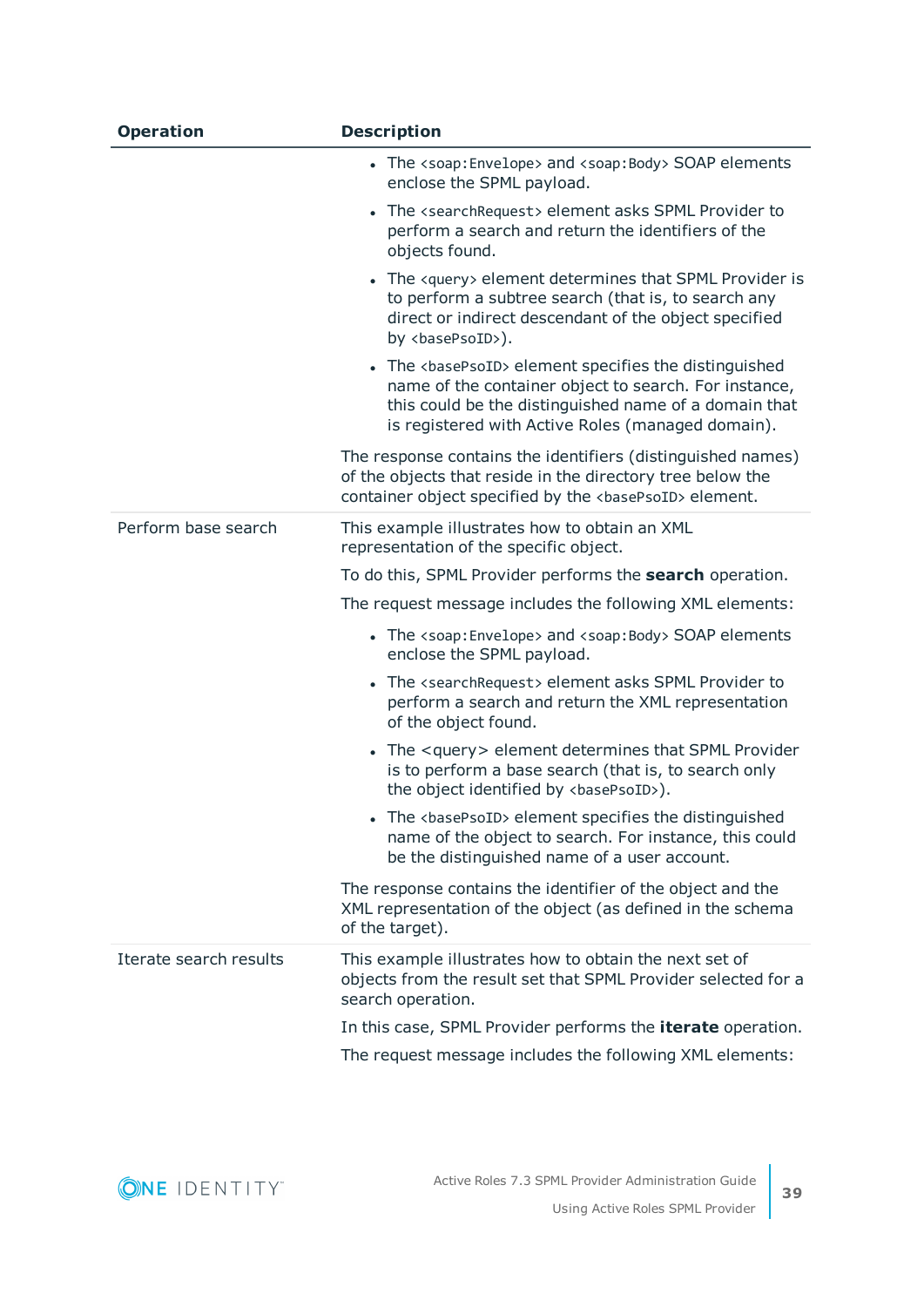| Operation | Description |
| --- | --- |
| | • The `<soap:Envelope>` and `<soap:Body>` SOAP elements enclose the SPML payload.<br>• The `<searchRequest>` element asks SPML Provider to perform a search and return the identifiers of the objects found.<br>• The `<query>` element determines that SPML Provider is to perform a subtree search (that is, to search any direct or indirect descendant of the object specified by `<basePsoID>`).<br>• The `<basePsoID>` element specifies the distinguished name of the container object to search. For instance, this could be the distinguished name of a domain that is registered with Active Roles (managed domain).<br><br>The response contains the identifiers (distinguished names) of the objects that reside in the directory tree below the container object specified by the `<basePsoID>` element. |
| Perform base search | This example illustrates how to obtain an XML representation of the specific object.<br><br>To do this, SPML Provider performs the **search** operation.<br><br>The request message includes the following XML elements:<br><br>• The `<soap:Envelope>` and `<soap:Body>` SOAP elements enclose the SPML payload.<br>• The `<searchRequest>` element asks SPML Provider to perform a search and return the XML representation of the object found.<br>• The <query> element determines that SPML Provider is to perform a base search (that is, to search only the object identified by `<basePsoID>`).<br>• The `<basePsoID>` element specifies the distinguished name of the object to search. For instance, this could be the distinguished name of a user account.<br><br>The response contains the identifier of the object and the XML representation of the object (as defined in the schema of the target). |
| Iterate search results | This example illustrates how to obtain the next set of objects from the result set that SPML Provider selected for a search operation.<br><br>In this case, SPML Provider performs the **iterate** operation.<br><br>The request message includes the following XML elements: |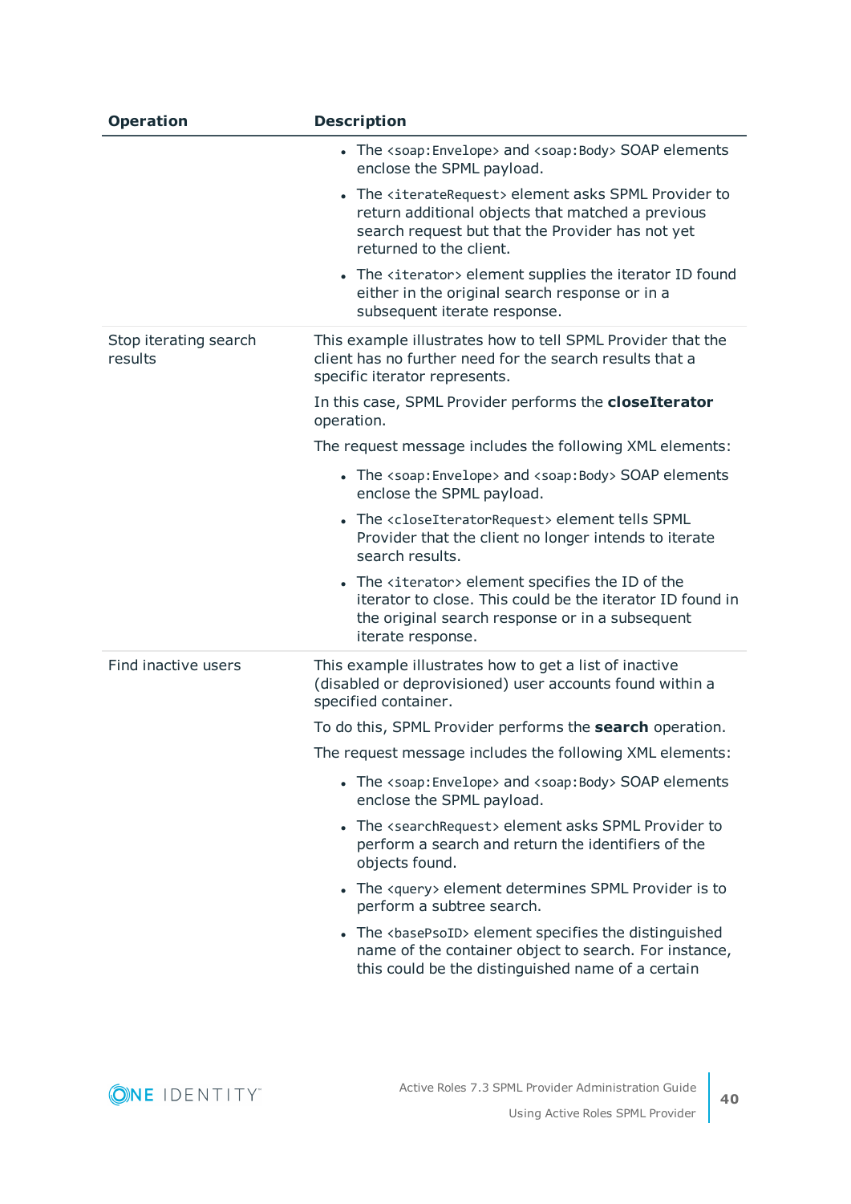| Operation | Description |
|---|---|
| | • The `<soap:Envelope>` and `<soap:Body>` SOAP elements enclose the SPML payload.<br>• The `<iterateRequest>` element asks SPML Provider to return additional objects that matched a previous search request but that the Provider has not yet returned to the client.<br>• The `<iterator>` element supplies the iterator ID found either in the original search response or in a subsequent iterate response. |
| Stop iterating search results | This example illustrates how to tell SPML Provider that the client has no further need for the search results that a specific iterator represents.<br><br>In this case, SPML Provider performs the **closeIterator** operation.<br><br>The request message includes the following XML elements:<br><br>• The `<soap:Envelope>` and `<soap:Body>` SOAP elements enclose the SPML payload.<br>• The `<closeIteratorRequest>` element tells SPML Provider that the client no longer intends to iterate search results.<br>• The `<iterator>` element specifies the ID of the iterator to close. This could be the iterator ID found in the original search response or in a subsequent iterate response. |
| Find inactive users | This example illustrates how to get a list of inactive (disabled or deprovisioned) user accounts found within a specified container.<br><br>To do this, SPML Provider performs the **search** operation.<br><br>The request message includes the following XML elements:<br><br>• The `<soap:Envelope>` and `<soap:Body>` SOAP elements enclose the SPML payload.<br>• The `<searchRequest>` element asks SPML Provider to perform a search and return the identifiers of the objects found.<br>• The `<query>` element determines SPML Provider is to perform a subtree search.<br>• The `<basePsoID>` element specifies the distinguished name of the container object to search. For instance, this could be the distinguished name of a certain |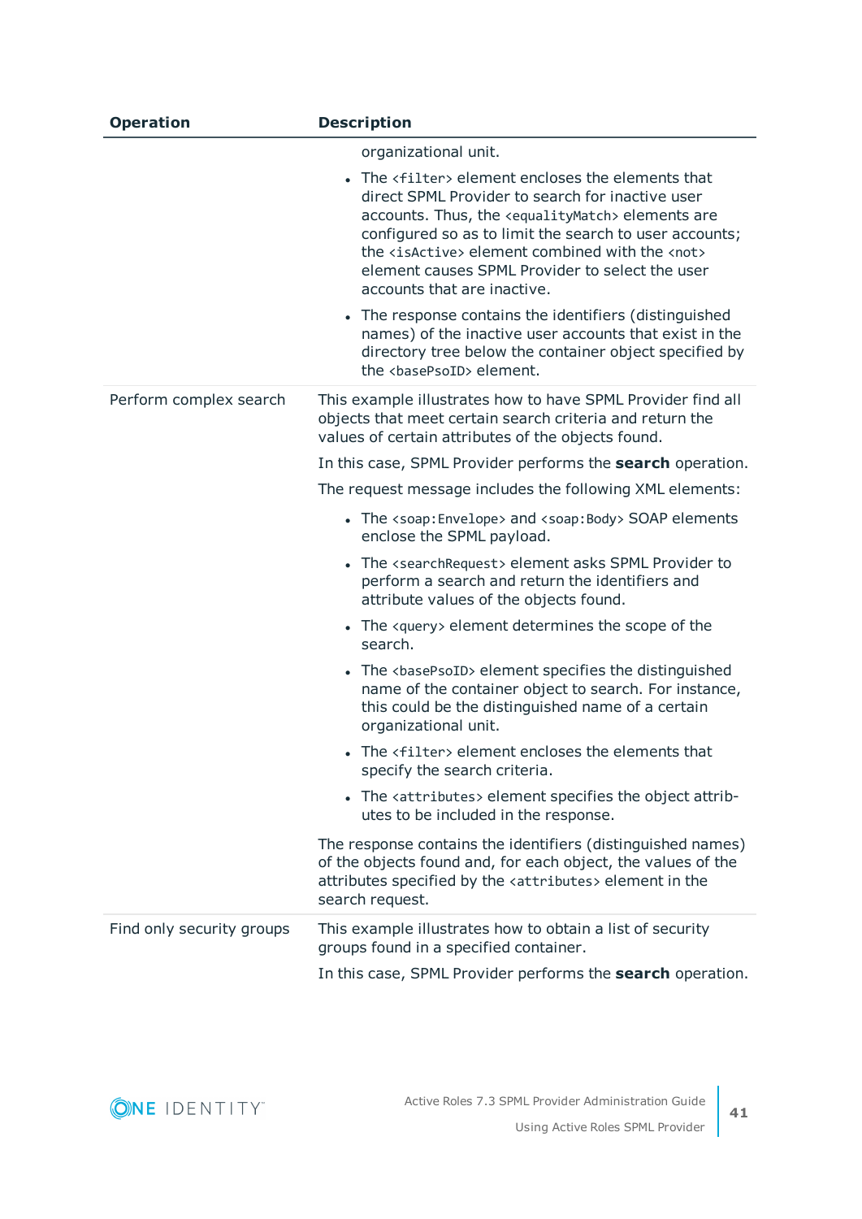| Operation | Description |
|---|---|
| | organizational unit.<br><ul><li>The `<filter>` element encloses the elements that direct SPML Provider to search for inactive user accounts. Thus, the `<equalityMatch>` elements are configured so as to limit the search to user accounts; the `<isActive>` element combined with the `<not>` element causes SPML Provider to select the user accounts that are inactive.</li><li>The response contains the identifiers (distinguished names) of the inactive user accounts that exist in the directory tree below the container object specified by the `<basePsoID>` element.</li></ul> |
| Perform complex search | This example illustrates how to have SPML Provider find all objects that meet certain search criteria and return the values of certain attributes of the objects found.<br><br>In this case, SPML Provider performs the **search** operation.<br><br>The request message includes the following XML elements:<br><ul><li>The `<soap:Envelope>` and `<soap:Body>` SOAP elements enclose the SPML payload.</li><li>The `<searchRequest>` element asks SPML Provider to perform a search and return the identifiers and attribute values of the objects found.</li><li>The `<query>` element determines the scope of the search.</li><li>The `<basePsoID>` element specifies the distinguished name of the container object to search. For instance, this could be the distinguished name of a certain organizational unit.</li><li>The `<filter>` element encloses the elements that specify the search criteria.</li><li>The `<attributes>` element specifies the object attributes to be included in the response.</li></ul>The response contains the identifiers (distinguished names) of the objects found and, for each object, the values of the attributes specified by the `<attributes>` element in the search request. |
| Find only security groups | This example illustrates how to obtain a list of security groups found in a specified container.<br><br>In this case, SPML Provider performs the **search** operation. |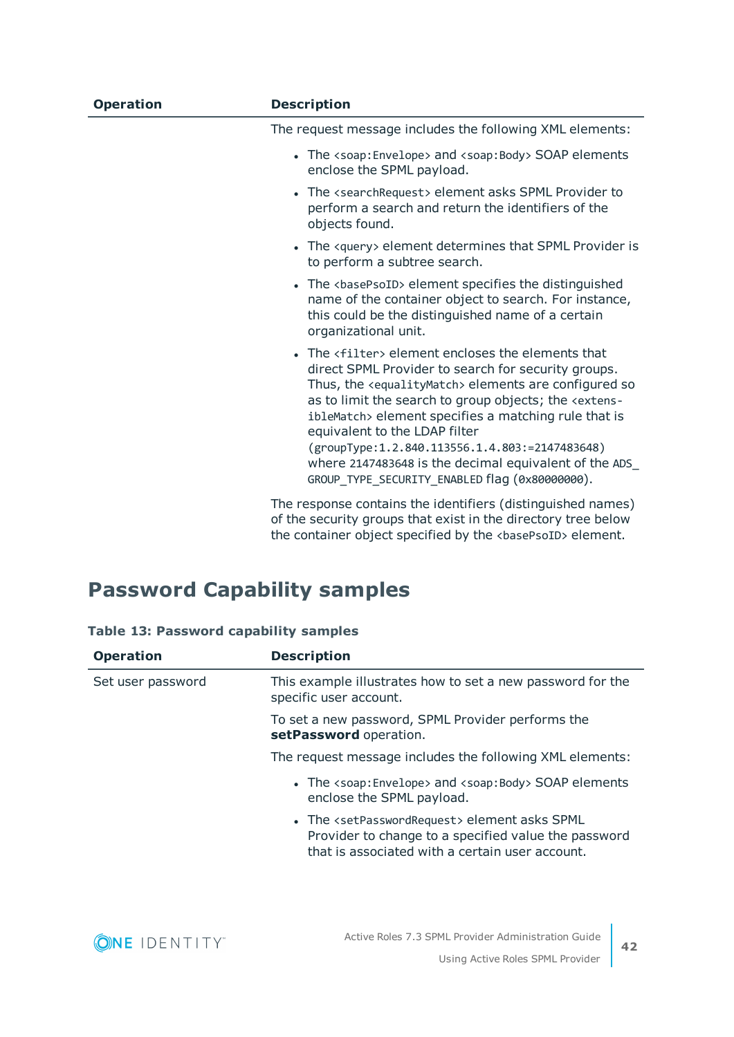| Operation | Description |
|---|---|
| | The request message includes the following XML elements:<br><br>• The `<soap:Envelope>` and `<soap:Body>` SOAP elements enclose the SPML payload.<br><br>• The `<searchRequest>` element asks SPML Provider to perform a search and return the identifiers of the objects found.<br><br>• The `<query>` element determines that SPML Provider is to perform a subtree search.<br><br>• The `<basePsoID>` element specifies the distinguished name of the container object to search. For instance, this could be the distinguished name of a certain organizational unit.<br><br>• The `<filter>` element encloses the elements that direct SPML Provider to search for security groups. Thus, the `<equalityMatch>` elements are configured so as to limit the search to group objects; the `<extensibleMatch>` element specifies a matching rule that is equivalent to the LDAP filter `(groupType:1.2.840.113556.1.4.803:=2147483648)` where `2147483648` is the decimal equivalent of the `ADS_GROUP_TYPE_SECURITY_ENABLED` flag (`0x80000000`).<br><br>The response contains the identifiers (distinguished names) of the security groups that exist in the directory tree below the container object specified by the `<basePsoID>` element. |

## Password Capability samples

**Table 13: Password capability samples**

| Operation | Description |
|---|---|
| Set user password | This example illustrates how to set a new password for the specific user account.<br><br>To set a new password, SPML Provider performs the **setPassword** operation.<br><br>The request message includes the following XML elements:<br><br>• The `<soap:Envelope>` and `<soap:Body>` SOAP elements enclose the SPML payload.<br><br>• The `<setPasswordRequest>` element asks SPML Provider to change to a specified value the password that is associated with a certain user account. |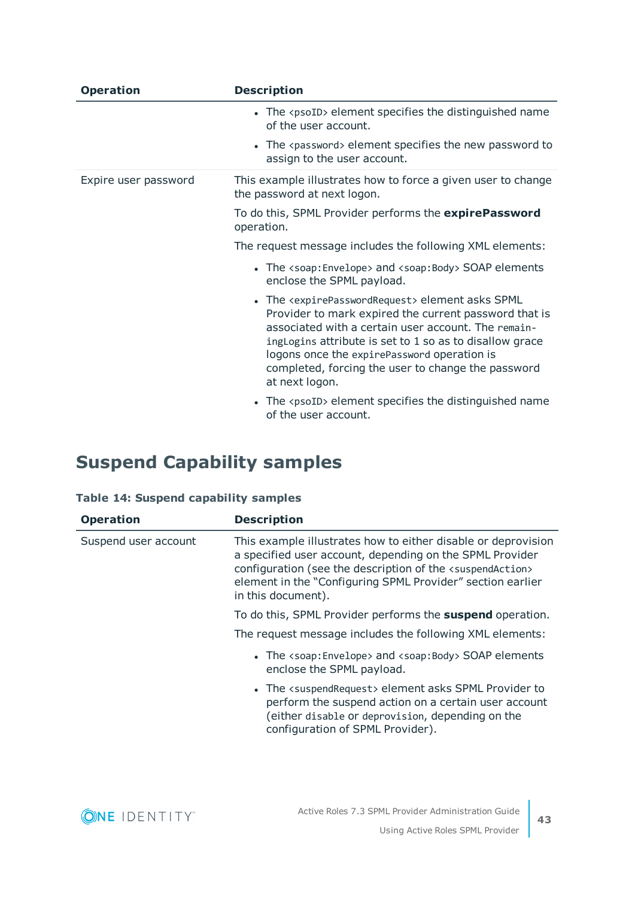| Operation | Description |
|---|---|
| | • The `<psoID>` element specifies the distinguished name of the user account.<br>• The `<password>` element specifies the new password to assign to the user account. |
| Expire user password | This example illustrates how to force a given user to change the password at next logon.<br><br>To do this, SPML Provider performs the **expirePassword** operation.<br><br>The request message includes the following XML elements:<br><br>• The `<soap:Envelope>` and `<soap:Body>` SOAP elements enclose the SPML payload.<br>• The `<expirePasswordRequest>` element asks SPML Provider to mark expired the current password that is associated with a certain user account. The `remainingLogins` attribute is set to 1 so as to disallow grace logons once the `expirePassword` operation is completed, forcing the user to change the password at next logon.<br>• The `<psoID>` element specifies the distinguished name of the user account. |

## Suspend Capability samples

**Table 14: Suspend capability samples**

| Operation | Description |
|---|---|
| Suspend user account | This example illustrates how to either disable or deprovision a specified user account, depending on the SPML Provider configuration (see the description of the `<suspendAction>` element in the "Configuring SPML Provider" section earlier in this document).<br><br>To do this, SPML Provider performs the **suspend** operation.<br><br>The request message includes the following XML elements:<br><br>• The `<soap:Envelope>` and `<soap:Body>` SOAP elements enclose the SPML payload.<br>• The `<suspendRequest>` element asks SPML Provider to perform the suspend action on a certain user account (either `disable` or `deprovision`, depending on the configuration of SPML Provider). |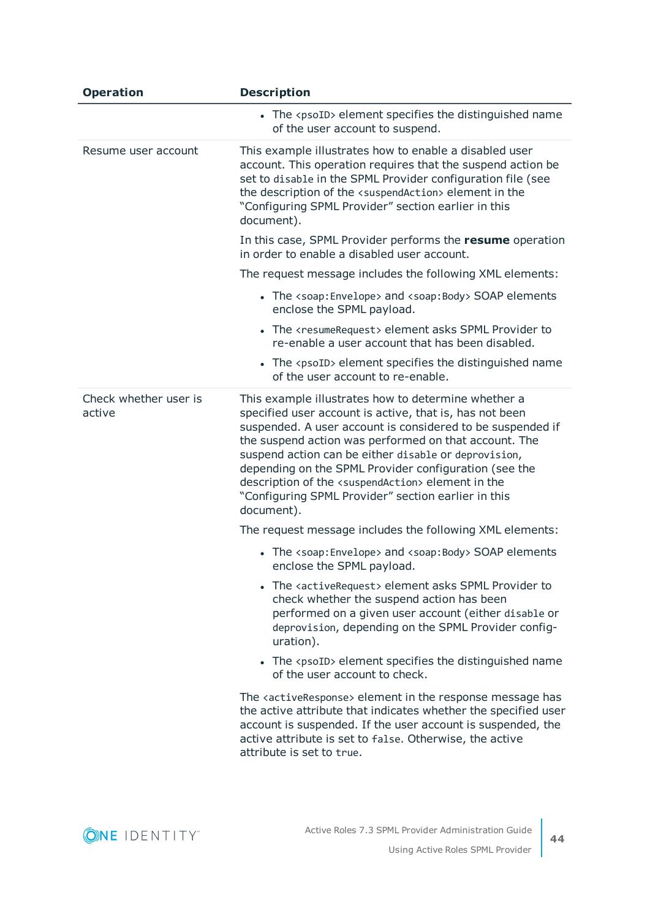| Operation | Description |
|---|---|
| | • The `<psoID>` element specifies the distinguished name of the user account to suspend. |
| Resume user account | This example illustrates how to enable a disabled user account. This operation requires that the suspend action be set to `disable` in the SPML Provider configuration file (see the description of the `<suspendAction>` element in the “Configuring SPML Provider” section earlier in this document).<br><br>In this case, SPML Provider performs the **resume** operation in order to enable a disabled user account.<br><br>The request message includes the following XML elements:<br><br>• The `<soap:Envelope>` and `<soap:Body>` SOAP elements enclose the SPML payload.<br>• The `<resumeRequest>` element asks SPML Provider to re-enable a user account that has been disabled.<br>• The `<psoID>` element specifies the distinguished name of the user account to re-enable. |
| Check whether user is active | This example illustrates how to determine whether a specified user account is active, that is, has not been suspended. A user account is considered to be suspended if the suspend action was performed on that account. The suspend action can be either `disable` or `deprovision`, depending on the SPML Provider configuration (see the description of the `<suspendAction>` element in the “Configuring SPML Provider” section earlier in this document).<br><br>The request message includes the following XML elements:<br><br>• The `<soap:Envelope>` and `<soap:Body>` SOAP elements enclose the SPML payload.<br>• The `<activeRequest>` element asks SPML Provider to check whether the suspend action has been performed on a given user account (either `disable` or `deprovision`, depending on the SPML Provider configuration).<br>• The `<psoID>` element specifies the distinguished name of the user account to check.<br><br>The `<activeResponse>` element in the response message has the active attribute that indicates whether the specified user account is suspended. If the user account is suspended, the active attribute is set to `false`. Otherwise, the active attribute is set to `true`. |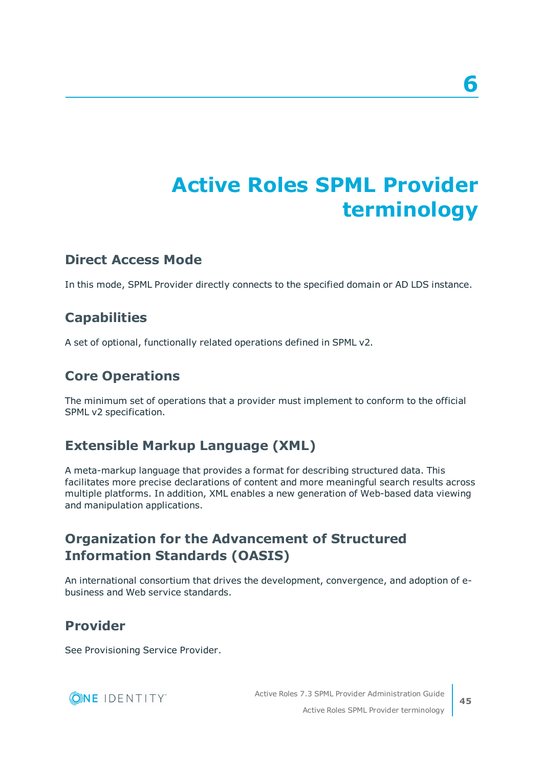# 6

# Active Roles SPML Provider terminology

## Direct Access Mode

In this mode, SPML Provider directly connects to the specified domain or AD LDS instance.

## Capabilities

A set of optional, functionally related operations defined in SPML v2.

## Core Operations

The minimum set of operations that a provider must implement to conform to the official SPML v2 specification.

## Extensible Markup Language (XML)

A meta-markup language that provides a format for describing structured data. This facilitates more precise declarations of content and more meaningful search results across multiple platforms. In addition, XML enables a new generation of Web-based data viewing and manipulation applications.

## Organization for the Advancement of Structured Information Standards (OASIS)

An international consortium that drives the development, convergence, and adoption of e-business and Web service standards.

## Provider

See Provisioning Service Provider.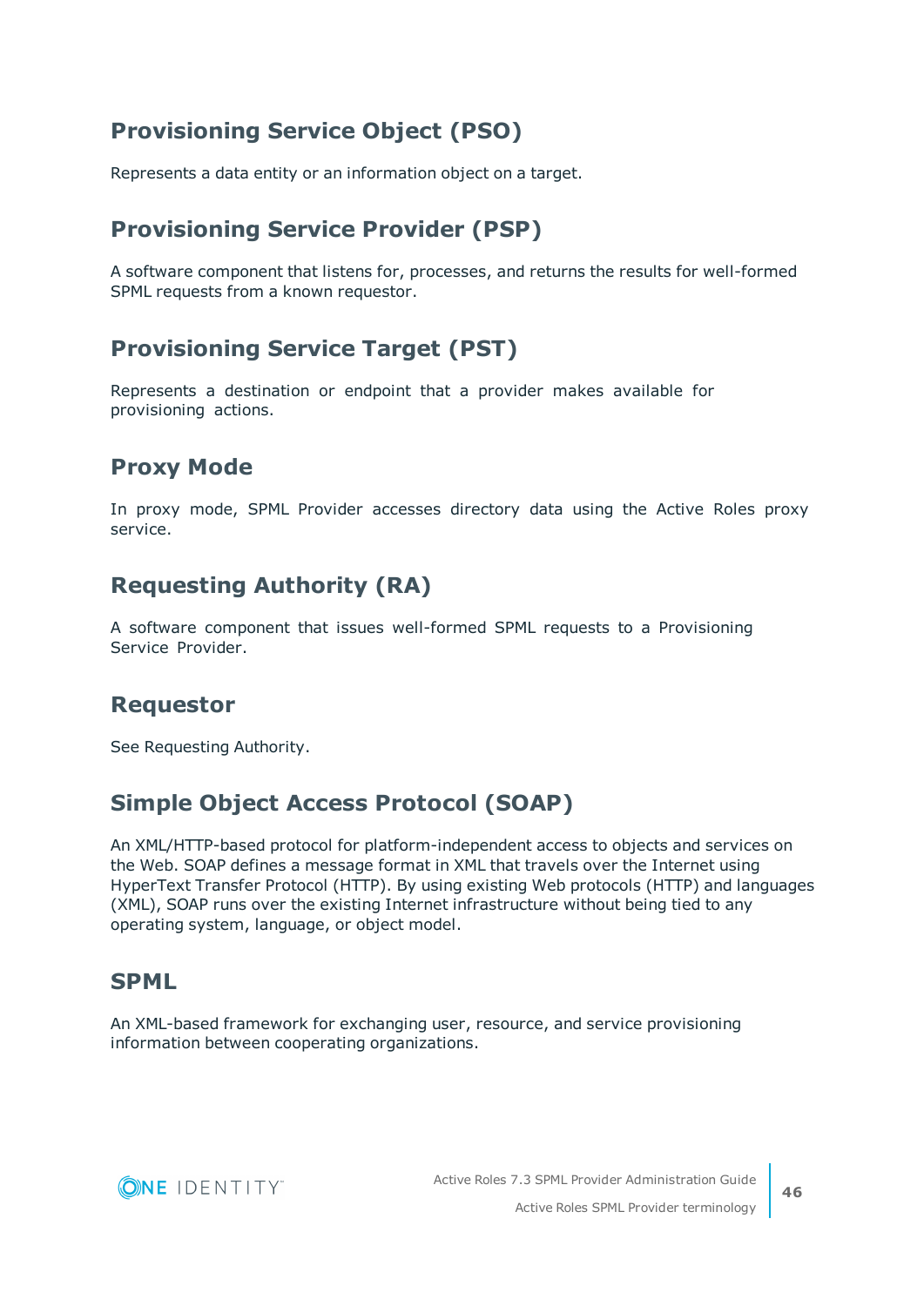## Provisioning Service Object (PSO)

Represents a data entity or an information object on a target.

## Provisioning Service Provider (PSP)

A software component that listens for, processes, and returns the results for well-formed SPML requests from a known requestor.

## Provisioning Service Target (PST)

Represents a destination or endpoint that a provider makes available for provisioning actions.

## Proxy Mode

In proxy mode, SPML Provider accesses directory data using the Active Roles proxy service.

## Requesting Authority (RA)

A software component that issues well-formed SPML requests to a Provisioning Service Provider.

## Requestor

See Requesting Authority.

## Simple Object Access Protocol (SOAP)

An XML/HTTP-based protocol for platform-independent access to objects and services on the Web. SOAP defines a message format in XML that travels over the Internet using HyperText Transfer Protocol (HTTP). By using existing Web protocols (HTTP) and languages (XML), SOAP runs over the existing Internet infrastructure without being tied to any operating system, language, or object model.

## SPML

An XML-based framework for exchanging user, resource, and service provisioning information between cooperating organizations.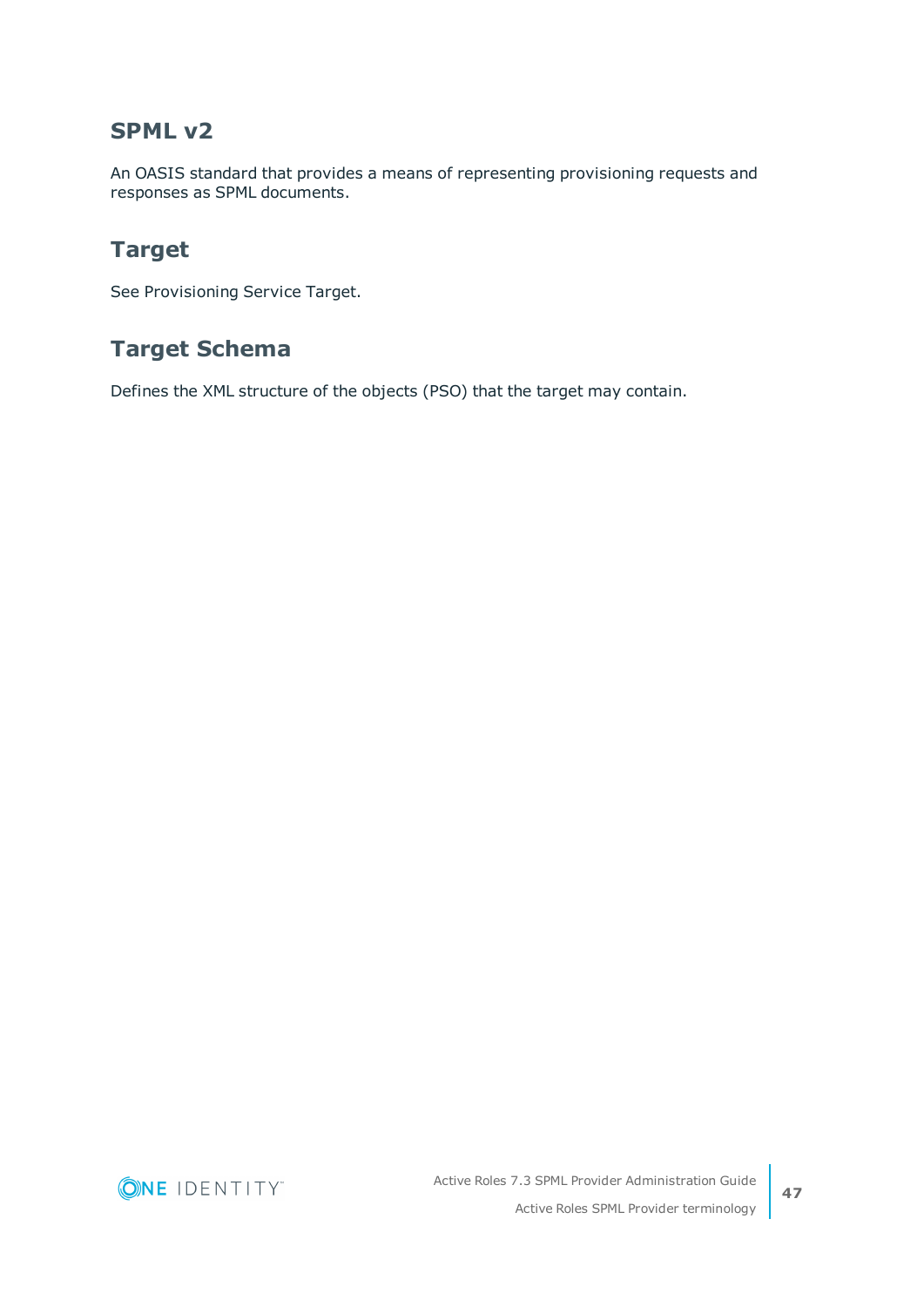## SPML v2

An OASIS standard that provides a means of representing provisioning requests and responses as SPML documents.

## Target

See Provisioning Service Target.

## Target Schema

Defines the XML structure of the objects (PSO) that the target may contain.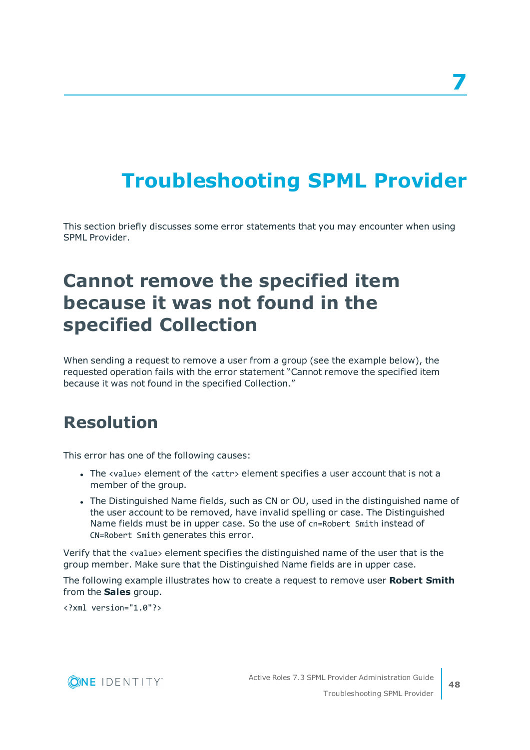# 7 Troubleshooting SPML Provider

This section briefly discusses some error statements that you may encounter when using SPML Provider.

## Cannot remove the specified item because it was not found in the specified Collection

When sending a request to remove a user from a group (see the example below), the requested operation fails with the error statement "Cannot remove the specified item because it was not found in the specified Collection."

### Resolution

This error has one of the following causes:

- The `<value>` element of the `<attr>` element specifies a user account that is not a member of the group.
- The Distinguished Name fields, such as CN or OU, used in the distinguished name of the user account to be removed, have invalid spelling or case. The Distinguished Name fields must be in upper case. So the use of `cn=Robert Smith` instead of `CN=Robert Smith` generates this error.

Verify that the `<value>` element specifies the distinguished name of the user that is the group member. Make sure that the Distinguished Name fields are in upper case.

The following example illustrates how to create a request to remove user **Robert Smith** from the **Sales** group.

```
<?xml version="1.0"?>
```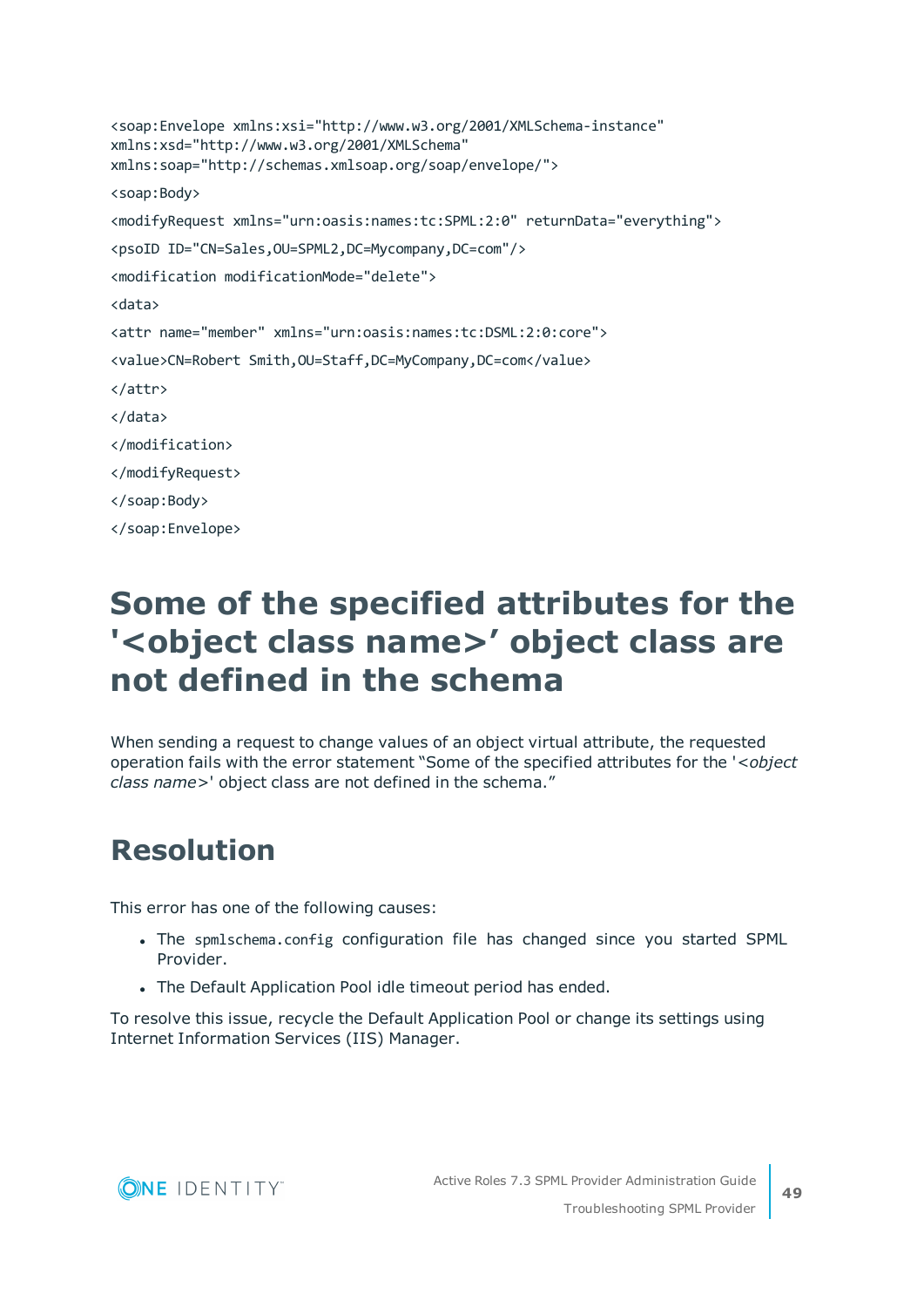```
<soap:Envelope xmlns:xsi="http://www.w3.org/2001/XMLSchema-instance"
xmlns:xsd="http://www.w3.org/2001/XMLSchema"
xmlns:soap="http://schemas.xmlsoap.org/soap/envelope/">
<soap:Body>
<modifyRequest xmlns="urn:oasis:names:tc:SPML:2:0" returnData="everything">
<psoID ID="CN=Sales,OU=SPML2,DC=Mycompany,DC=com"/>
<modification modificationMode="delete">
<data>
<attr name="member" xmlns="urn:oasis:names:tc:DSML:2:0:core">
<value>CN=Robert Smith,OU=Staff,DC=MyCompany,DC=com</value>
</attr>
</data>
</modification>
</modifyRequest>
</soap:Body>
</soap:Envelope>
```

# Some of the specified attributes for the '<object class name>' object class are not defined in the schema

When sending a request to change values of an object virtual attribute, the requested operation fails with the error statement "Some of the specified attributes for the '<*object class name*>' object class are not defined in the schema."

## Resolution

This error has one of the following causes:

- The `spmlschema.config` configuration file has changed since you started SPML Provider.
- The Default Application Pool idle timeout period has ended.

To resolve this issue, recycle the Default Application Pool or change its settings using Internet Information Services (IIS) Manager.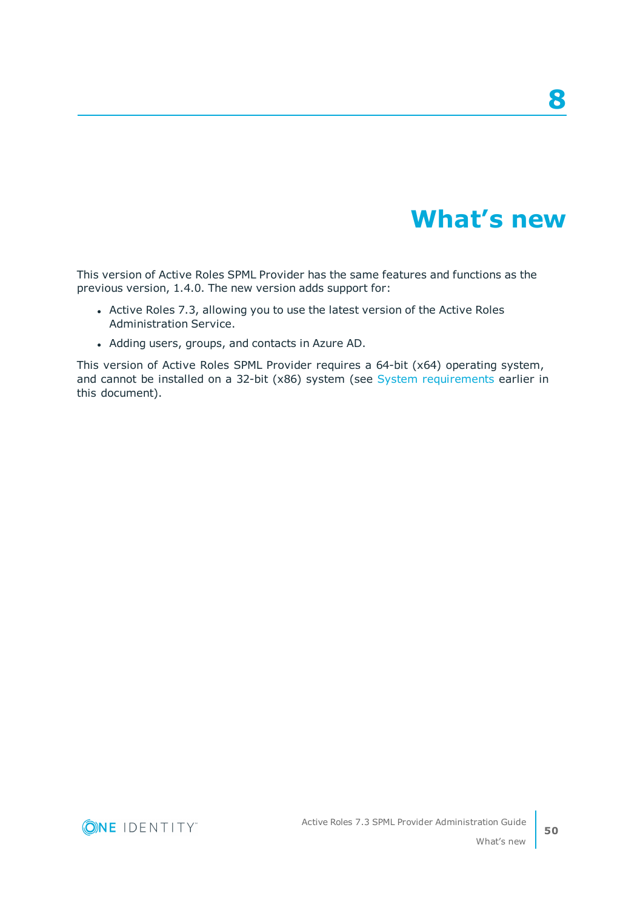# 8

# What's new

This version of Active Roles SPML Provider has the same features and functions as the previous version, 1.4.0. The new version adds support for:

- Active Roles 7.3, allowing you to use the latest version of the Active Roles Administration Service.
- Adding users, groups, and contacts in Azure AD.

This version of Active Roles SPML Provider requires a 64-bit (x64) operating system, and cannot be installed on a 32-bit (x86) system (see System requirements earlier in this document).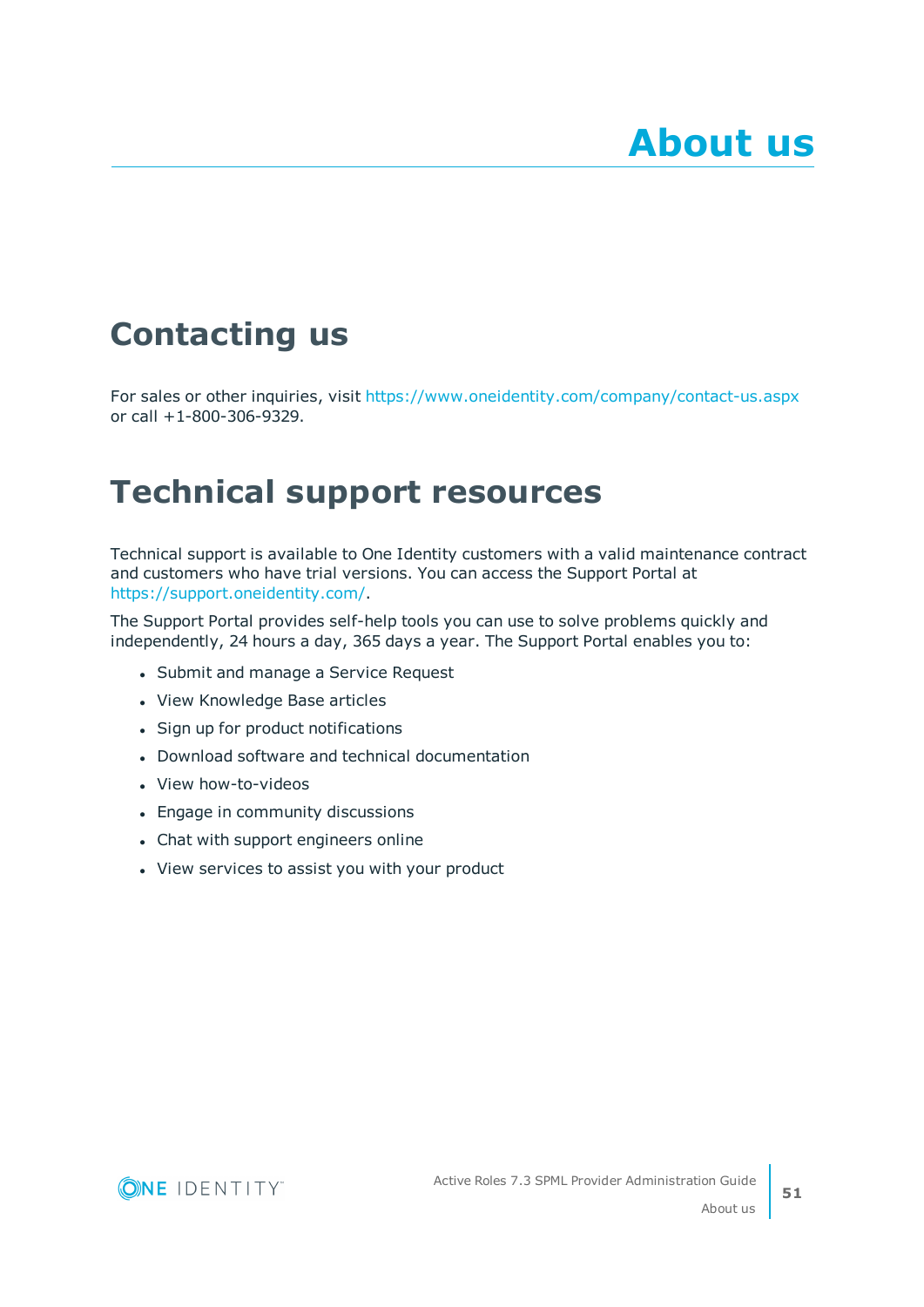# About us

## Contacting us

For sales or other inquiries, visit https://www.oneidentity.com/company/contact-us.aspx or call +1-800-306-9329.

## Technical support resources

Technical support is available to One Identity customers with a valid maintenance contract and customers who have trial versions. You can access the Support Portal at https://support.oneidentity.com/.

The Support Portal provides self-help tools you can use to solve problems quickly and independently, 24 hours a day, 365 days a year. The Support Portal enables you to:

- Submit and manage a Service Request
- View Knowledge Base articles
- Sign up for product notifications
- Download software and technical documentation
- View how-to-videos
- Engage in community discussions
- Chat with support engineers online
- View services to assist you with your product